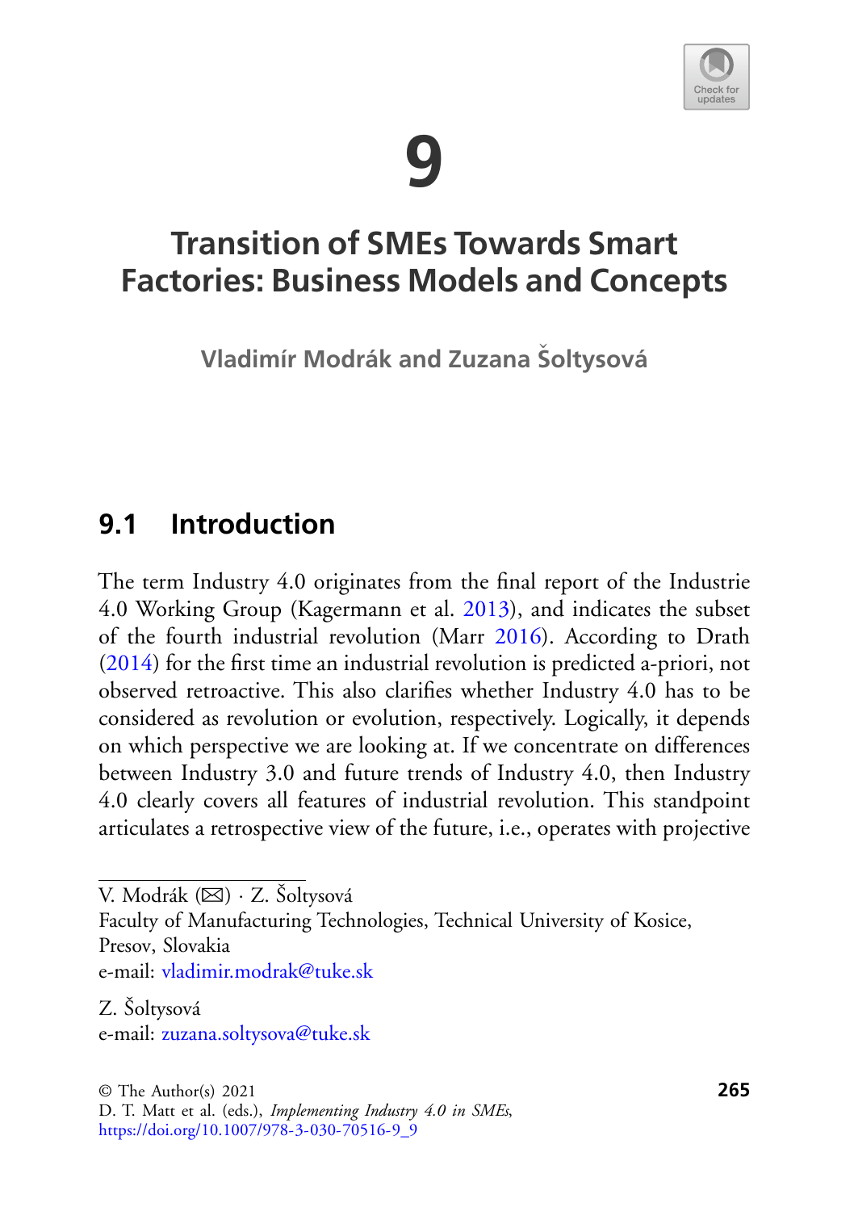# 9

# Transition of SMEs Towards Smart Factories: Business Models and Concepts

**Vladimír Modrák and Zuzana Šoltysová**

## 9.1 Introduction

The term Industry 4.0 originates from the final report of the Industrie 4.0 Working Group (Kagermann et al. 2013), and indicates the subset of the fourth industrial revolution (Marr 2016). According to Drath (2014) for the first time an industrial revolution is predicted a-priori, not observed retroactive. This also clarifies whether Industry 4.0 has to be considered as revolution or evolution, respectively. Logically, it depends on which perspective we are looking at. If we concentrate on differences between Industry 3.0 and future trends of Industry 4.0, then Industry 4.0 clearly covers all features of industrial revolution. This standpoint articulates a retrospective view of the future, i.e., operates with projective

---

V. Modrák (✉) · Z. Šoltysová
Faculty of Manufacturing Technologies, Technical University of Kosice, Presov, Slovakia
e-mail: vladimir.modrak@tuke.sk

Z. Šoltysová
e-mail: zuzana.soltysova@tuke.sk

© The Author(s) 2021
D. T. Matt et al. (eds.), *Implementing Industry 4.0 in SMEs*,
https://doi.org/10.1007/978-3-030-70516-9_9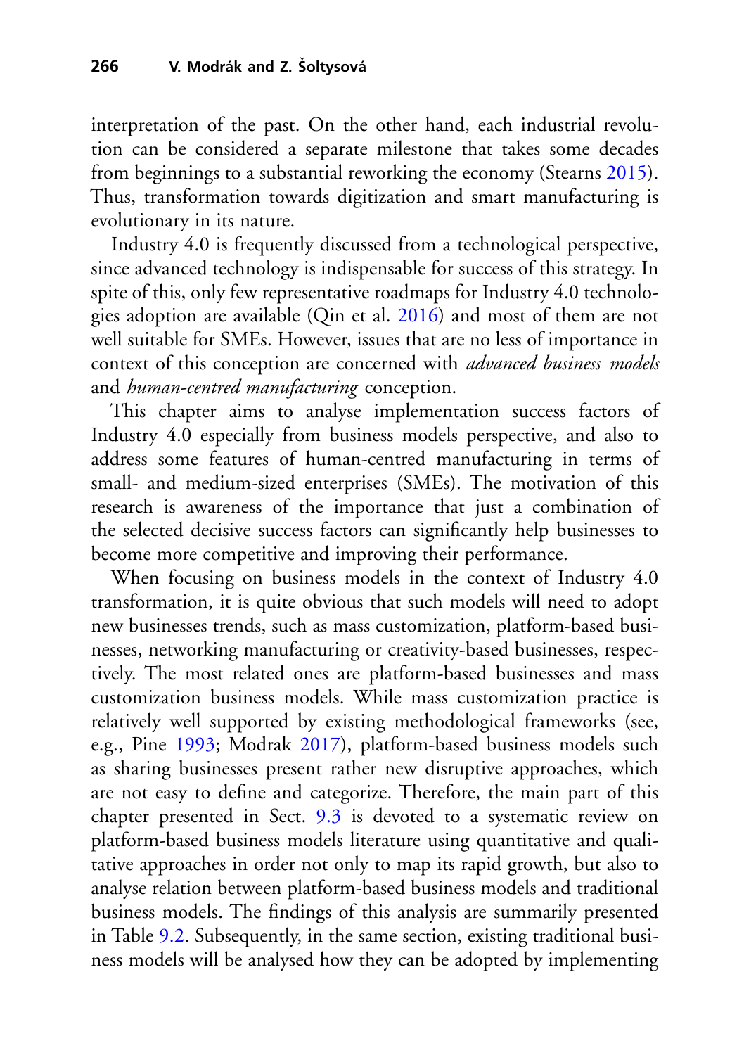interpretation of the past. On the other hand, each industrial revolution can be considered a separate milestone that takes some decades from beginnings to a substantial reworking the economy (Stearns 2015). Thus, transformation towards digitization and smart manufacturing is evolutionary in its nature.

Industry 4.0 is frequently discussed from a technological perspective, since advanced technology is indispensable for success of this strategy. In spite of this, only few representative roadmaps for Industry 4.0 technologies adoption are available (Qin et al. 2016) and most of them are not well suitable for SMEs. However, issues that are no less of importance in context of this conception are concerned with *advanced business models* and *human-centred manufacturing* conception.

This chapter aims to analyse implementation success factors of Industry 4.0 especially from business models perspective, and also to address some features of human-centred manufacturing in terms of small- and medium-sized enterprises (SMEs). The motivation of this research is awareness of the importance that just a combination of the selected decisive success factors can significantly help businesses to become more competitive and improving their performance.

When focusing on business models in the context of Industry 4.0 transformation, it is quite obvious that such models will need to adopt new businesses trends, such as mass customization, platform-based businesses, networking manufacturing or creativity-based businesses, respectively. The most related ones are platform-based businesses and mass customization business models. While mass customization practice is relatively well supported by existing methodological frameworks (see, e.g., Pine 1993; Modrak 2017), platform-based business models such as sharing businesses present rather new disruptive approaches, which are not easy to define and categorize. Therefore, the main part of this chapter presented in Sect. 9.3 is devoted to a systematic review on platform-based business models literature using quantitative and qualitative approaches in order not only to map its rapid growth, but also to analyse relation between platform-based business models and traditional business models. The findings of this analysis are summarily presented in Table 9.2. Subsequently, in the same section, existing traditional business models will be analysed how they can be adopted by implementing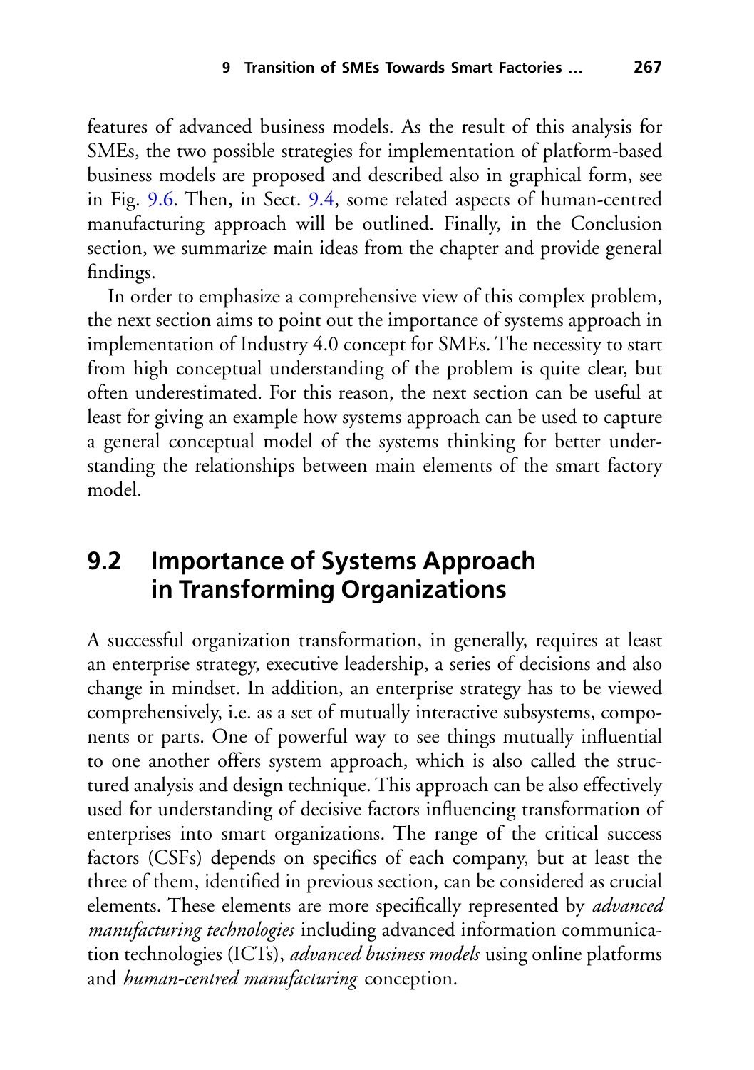features of advanced business models. As the result of this analysis for SMEs, the two possible strategies for implementation of platform-based business models are proposed and described also in graphical form, see in Fig. 9.6. Then, in Sect. 9.4, some related aspects of human-centred manufacturing approach will be outlined. Finally, in the Conclusion section, we summarize main ideas from the chapter and provide general findings.

In order to emphasize a comprehensive view of this complex problem, the next section aims to point out the importance of systems approach in implementation of Industry 4.0 concept for SMEs. The necessity to start from high conceptual understanding of the problem is quite clear, but often underestimated. For this reason, the next section can be useful at least for giving an example how systems approach can be used to capture a general conceptual model of the systems thinking for better understanding the relationships between main elements of the smart factory model.

## 9.2 Importance of Systems Approach in Transforming Organizations

A successful organization transformation, in generally, requires at least an enterprise strategy, executive leadership, a series of decisions and also change in mindset. In addition, an enterprise strategy has to be viewed comprehensively, i.e. as a set of mutually interactive subsystems, components or parts. One of powerful way to see things mutually influential to one another offers system approach, which is also called the structured analysis and design technique. This approach can be also effectively used for understanding of decisive factors influencing transformation of enterprises into smart organizations. The range of the critical success factors (CSFs) depends on specifics of each company, but at least the three of them, identified in previous section, can be considered as crucial elements. These elements are more specifically represented by *advanced manufacturing technologies* including advanced information communication technologies (ICTs), *advanced business models* using online platforms and *human-centred manufacturing* conception.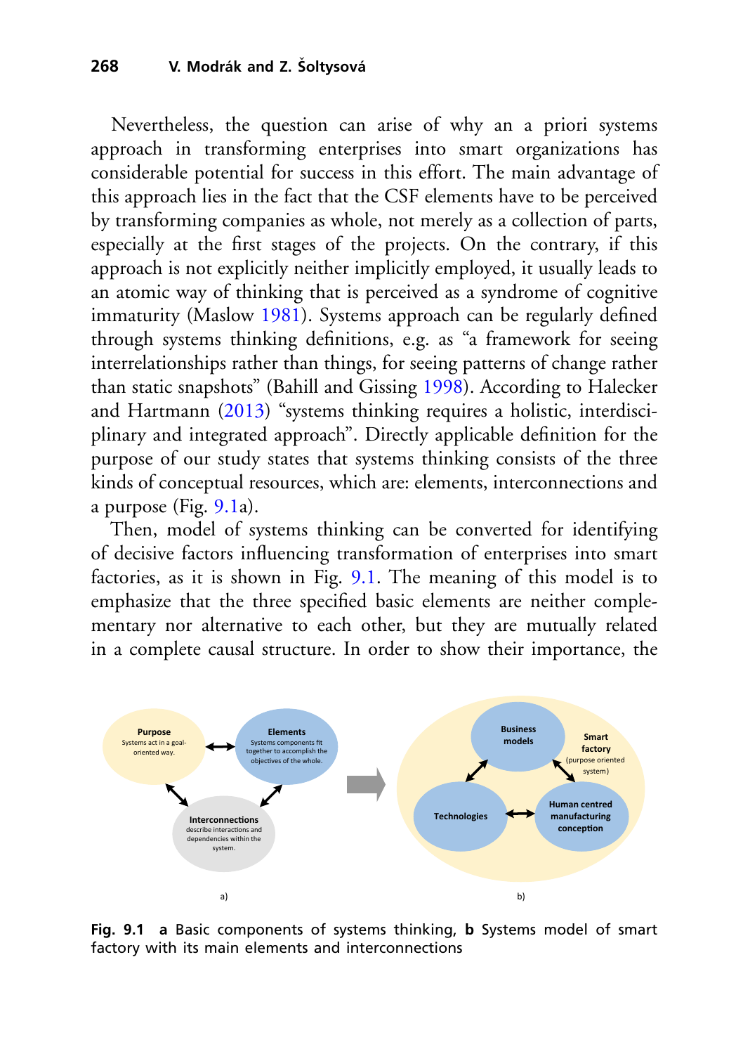Nevertheless, the question can arise of why an a priori systems approach in transforming enterprises into smart organizations has considerable potential for success in this effort. The main advantage of this approach lies in the fact that the CSF elements have to be perceived by transforming companies as whole, not merely as a collection of parts, especially at the first stages of the projects. On the contrary, if this approach is not explicitly neither implicitly employed, it usually leads to an atomic way of thinking that is perceived as a syndrome of cognitive immaturity (Maslow 1981). Systems approach can be regularly defined through systems thinking definitions, e.g. as "a framework for seeing interrelationships rather than things, for seeing patterns of change rather than static snapshots" (Bahill and Gissing 1998). According to Halecker and Hartmann (2013) "systems thinking requires a holistic, interdisciplinary and integrated approach". Directly applicable definition for the purpose of our study states that systems thinking consists of the three kinds of conceptual resources, which are: elements, interconnections and a purpose (Fig. 9.1a).

Then, model of systems thinking can be converted for identifying of decisive factors influencing transformation of enterprises into smart factories, as it is shown in Fig. 9.1. The meaning of this model is to emphasize that the three specified basic elements are neither complementary nor alternative to each other, but they are mutually related in a complete causal structure. In order to show their importance, the

**Fig. 9.1** **a** Basic components of systems thinking, **b** Systems model of smart factory with its main elements and interconnections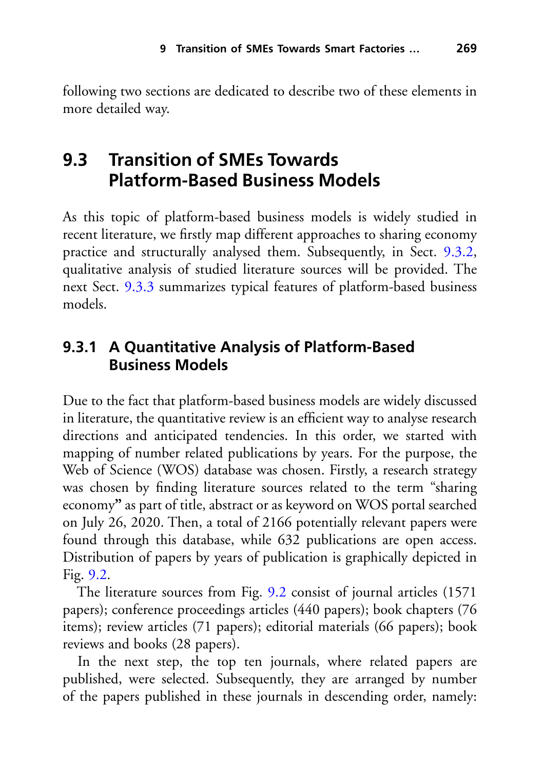following two sections are dedicated to describe two of these elements in more detailed way.

## 9.3 Transition of SMEs Towards Platform-Based Business Models

As this topic of platform-based business models is widely studied in recent literature, we firstly map different approaches to sharing economy practice and structurally analysed them. Subsequently, in Sect. 9.3.2, qualitative analysis of studied literature sources will be provided. The next Sect. 9.3.3 summarizes typical features of platform-based business models.

### 9.3.1 A Quantitative Analysis of Platform-Based Business Models

Due to the fact that platform-based business models are widely discussed in literature, the quantitative review is an efficient way to analyse research directions and anticipated tendencies. In this order, we started with mapping of number related publications by years. For the purpose, the Web of Science (WOS) database was chosen. Firstly, a research strategy was chosen by finding literature sources related to the term "sharing economy" as part of title, abstract or as keyword on WOS portal searched on July 26, 2020. Then, a total of 2166 potentially relevant papers were found through this database, while 632 publications are open access. Distribution of papers by years of publication is graphically depicted in Fig. 9.2.

The literature sources from Fig. 9.2 consist of journal articles (1571 papers); conference proceedings articles (440 papers); book chapters (76 items); review articles (71 papers); editorial materials (66 papers); book reviews and books (28 papers).

In the next step, the top ten journals, where related papers are published, were selected. Subsequently, they are arranged by number of the papers published in these journals in descending order, namely: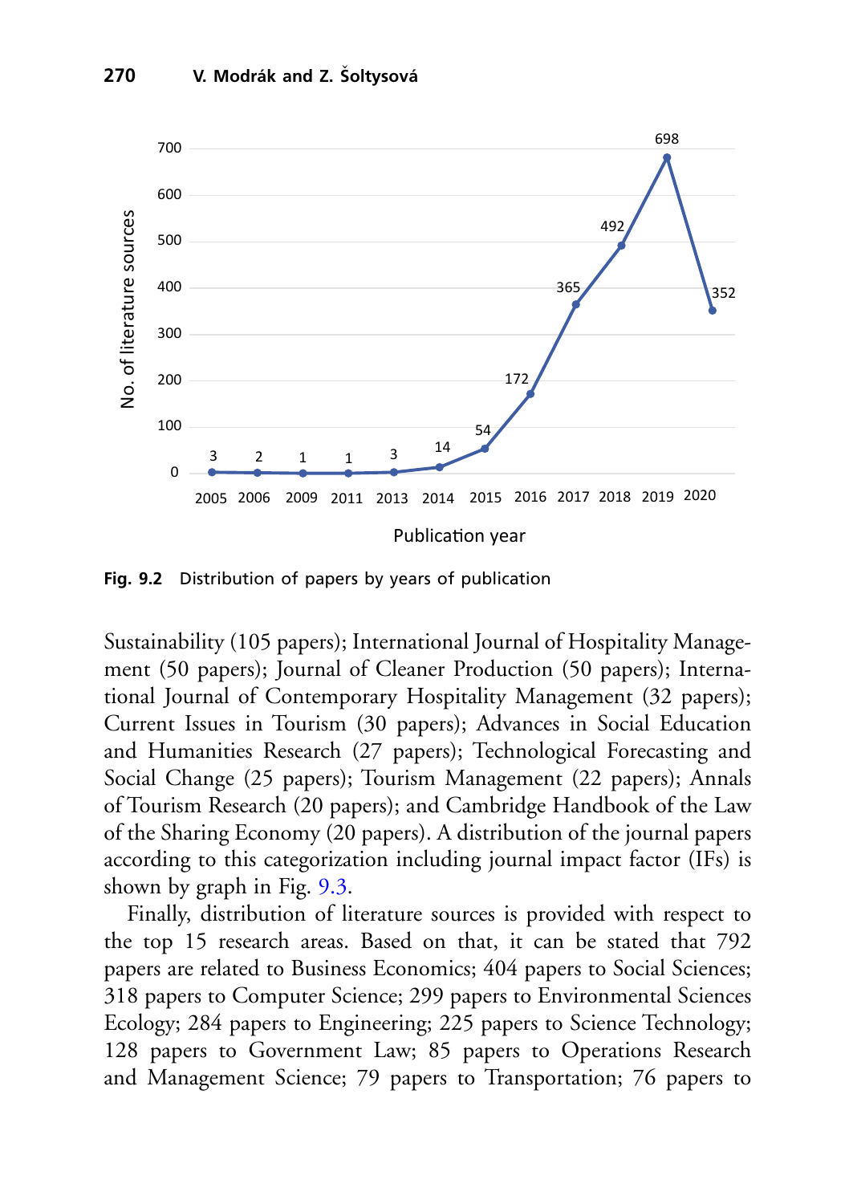Fig. 9.2 Distribution of papers by years of publication

Sustainability (105 papers); International Journal of Hospitality Management (50 papers); Journal of Cleaner Production (50 papers); International Journal of Contemporary Hospitality Management (32 papers); Current Issues in Tourism (30 papers); Advances in Social Education and Humanities Research (27 papers); Technological Forecasting and Social Change (25 papers); Tourism Management (22 papers); Annals of Tourism Research (20 papers); and Cambridge Handbook of the Law of the Sharing Economy (20 papers). A distribution of the journal papers according to this categorization including journal impact factor (IFs) is shown by graph in Fig. 9.3.

Finally, distribution of literature sources is provided with respect to the top 15 research areas. Based on that, it can be stated that 792 papers are related to Business Economics; 404 papers to Social Sciences; 318 papers to Computer Science; 299 papers to Environmental Sciences Ecology; 284 papers to Engineering; 225 papers to Science Technology; 128 papers to Government Law; 85 papers to Operations Research and Management Science; 79 papers to Transportation; 76 papers to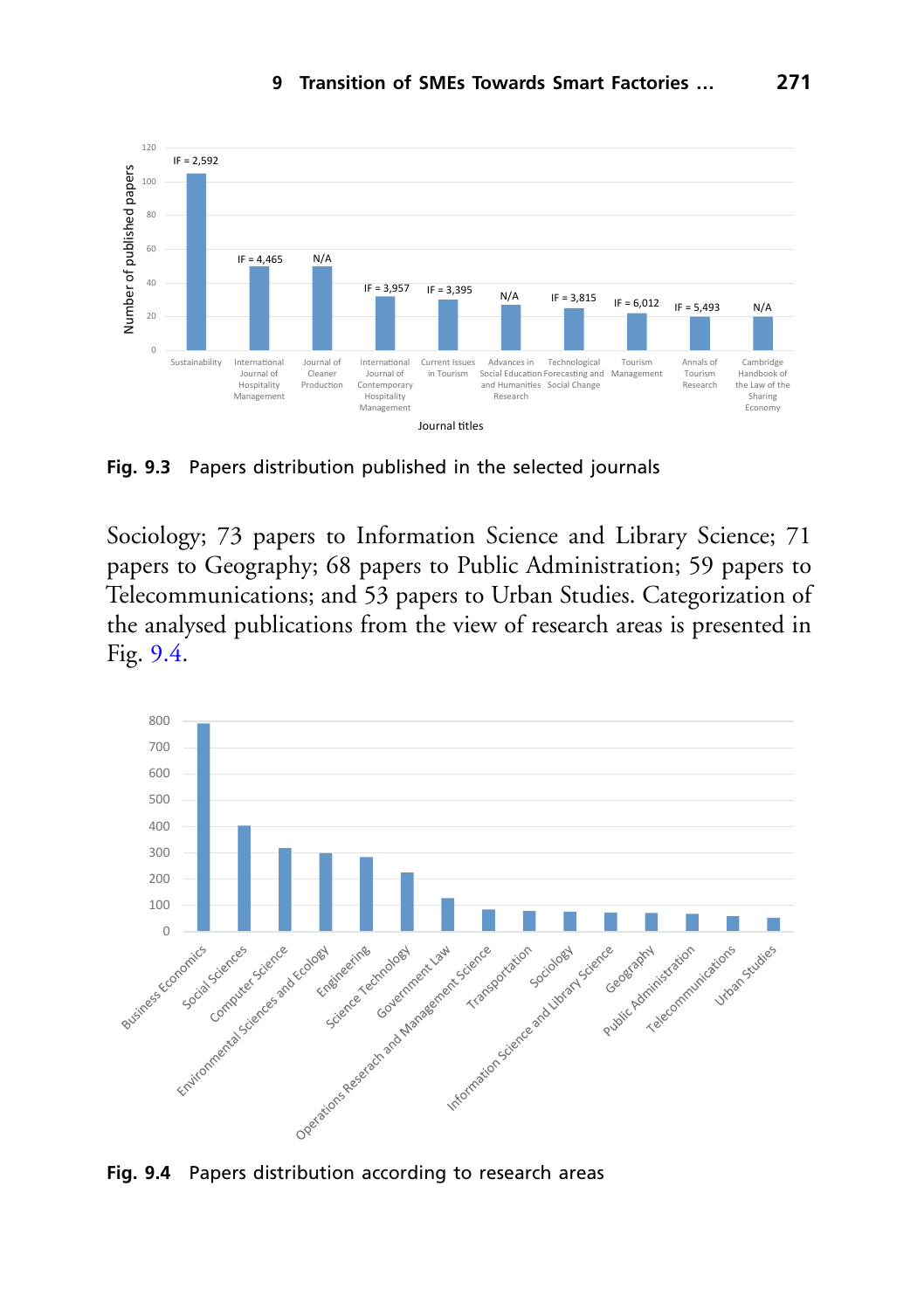Fig. 9.3 Papers distribution published in the selected journals

Sociology; 73 papers to Information Science and Library Science; 71 papers to Geography; 68 papers to Public Administration; 59 papers to Telecommunications; and 53 papers to Urban Studies. Categorization of the analysed publications from the view of research areas is presented in Fig. 9.4.

Fig. 9.4 Papers distribution according to research areas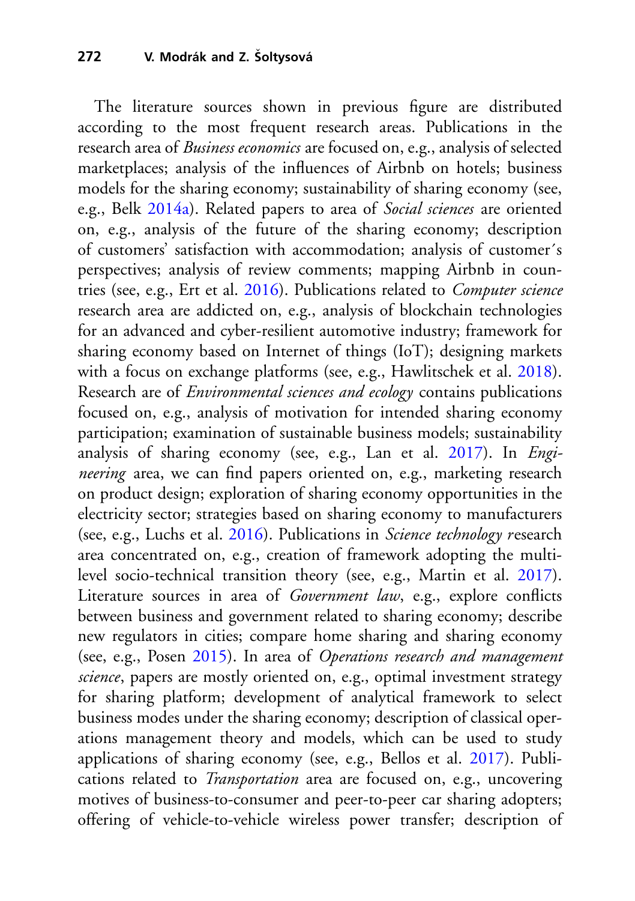The literature sources shown in previous figure are distributed according to the most frequent research areas. Publications in the research area of *Business economics* are focused on, e.g., analysis of selected marketplaces; analysis of the influences of Airbnb on hotels; business models for the sharing economy; sustainability of sharing economy (see, e.g., Belk 2014a). Related papers to area of *Social sciences* are oriented on, e.g., analysis of the future of the sharing economy; description of customers' satisfaction with accommodation; analysis of customer´s perspectives; analysis of review comments; mapping Airbnb in countries (see, e.g., Ert et al. 2016). Publications related to *Computer science* research area are addicted on, e.g., analysis of blockchain technologies for an advanced and cyber-resilient automotive industry; framework for sharing economy based on Internet of things (IoT); designing markets with a focus on exchange platforms (see, e.g., Hawlitschek et al. 2018). Research are of *Environmental sciences and ecology* contains publications focused on, e.g., analysis of motivation for intended sharing economy participation; examination of sustainable business models; sustainability analysis of sharing economy (see, e.g., Lan et al. 2017). In *Engineering* area, we can find papers oriented on, e.g., marketing research on product design; exploration of sharing economy opportunities in the electricity sector; strategies based on sharing economy to manufacturers (see, e.g., Luchs et al. 2016). Publications in *Science technology r*esearch area concentrated on, e.g., creation of framework adopting the multi-level socio-technical transition theory (see, e.g., Martin et al. 2017). Literature sources in area of *Government law*, e.g., explore conflicts between business and government related to sharing economy; describe new regulators in cities; compare home sharing and sharing economy (see, e.g., Posen 2015). In area of *Operations research and management science*, papers are mostly oriented on, e.g., optimal investment strategy for sharing platform; development of analytical framework to select business modes under the sharing economy; description of classical operations management theory and models, which can be used to study applications of sharing economy (see, e.g., Bellos et al. 2017). Publications related to *Transportation* area are focused on, e.g., uncovering motives of business-to-consumer and peer-to-peer car sharing adopters; offering of vehicle-to-vehicle wireless power transfer; description of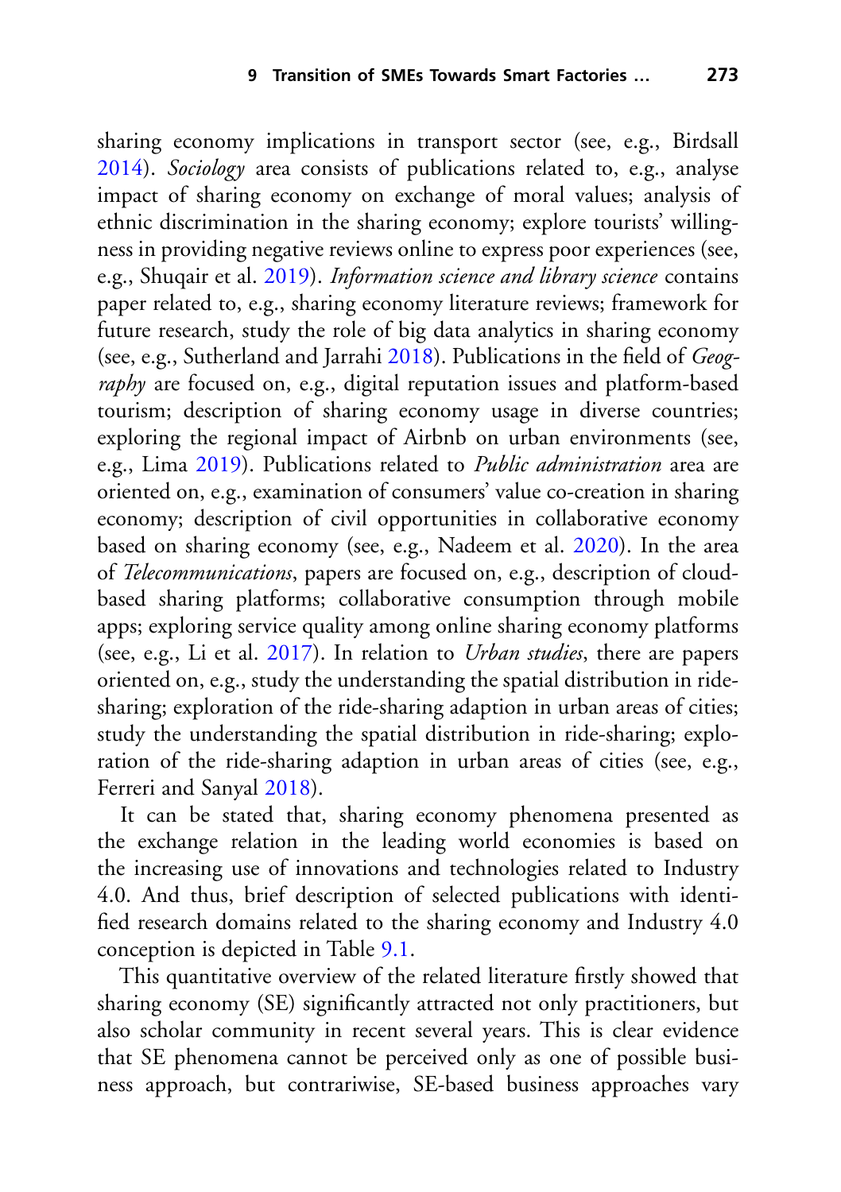sharing economy implications in transport sector (see, e.g., Birdsall 2014). *Sociology* area consists of publications related to, e.g., analyse impact of sharing economy on exchange of moral values; analysis of ethnic discrimination in the sharing economy; explore tourists' willingness in providing negative reviews online to express poor experiences (see, e.g., Shuqair et al. 2019). *Information science and library science* contains paper related to, e.g., sharing economy literature reviews; framework for future research, study the role of big data analytics in sharing economy (see, e.g., Sutherland and Jarrahi 2018). Publications in the field of *Geography* are focused on, e.g., digital reputation issues and platform-based tourism; description of sharing economy usage in diverse countries; exploring the regional impact of Airbnb on urban environments (see, e.g., Lima 2019). Publications related to *Public administration* area are oriented on, e.g., examination of consumers' value co-creation in sharing economy; description of civil opportunities in collaborative economy based on sharing economy (see, e.g., Nadeem et al. 2020). In the area of *Telecommunications*, papers are focused on, e.g., description of cloud-based sharing platforms; collaborative consumption through mobile apps; exploring service quality among online sharing economy platforms (see, e.g., Li et al. 2017). In relation to *Urban studies*, there are papers oriented on, e.g., study the understanding the spatial distribution in ride-sharing; exploration of the ride-sharing adaption in urban areas of cities; study the understanding the spatial distribution in ride-sharing; exploration of the ride-sharing adaption in urban areas of cities (see, e.g., Ferreri and Sanyal 2018).

It can be stated that, sharing economy phenomena presented as the exchange relation in the leading world economies is based on the increasing use of innovations and technologies related to Industry 4.0. And thus, brief description of selected publications with identified research domains related to the sharing economy and Industry 4.0 conception is depicted in Table 9.1.

This quantitative overview of the related literature firstly showed that sharing economy (SE) significantly attracted not only practitioners, but also scholar community in recent several years. This is clear evidence that SE phenomena cannot be perceived only as one of possible business approach, but contrariwise, SE-based business approaches vary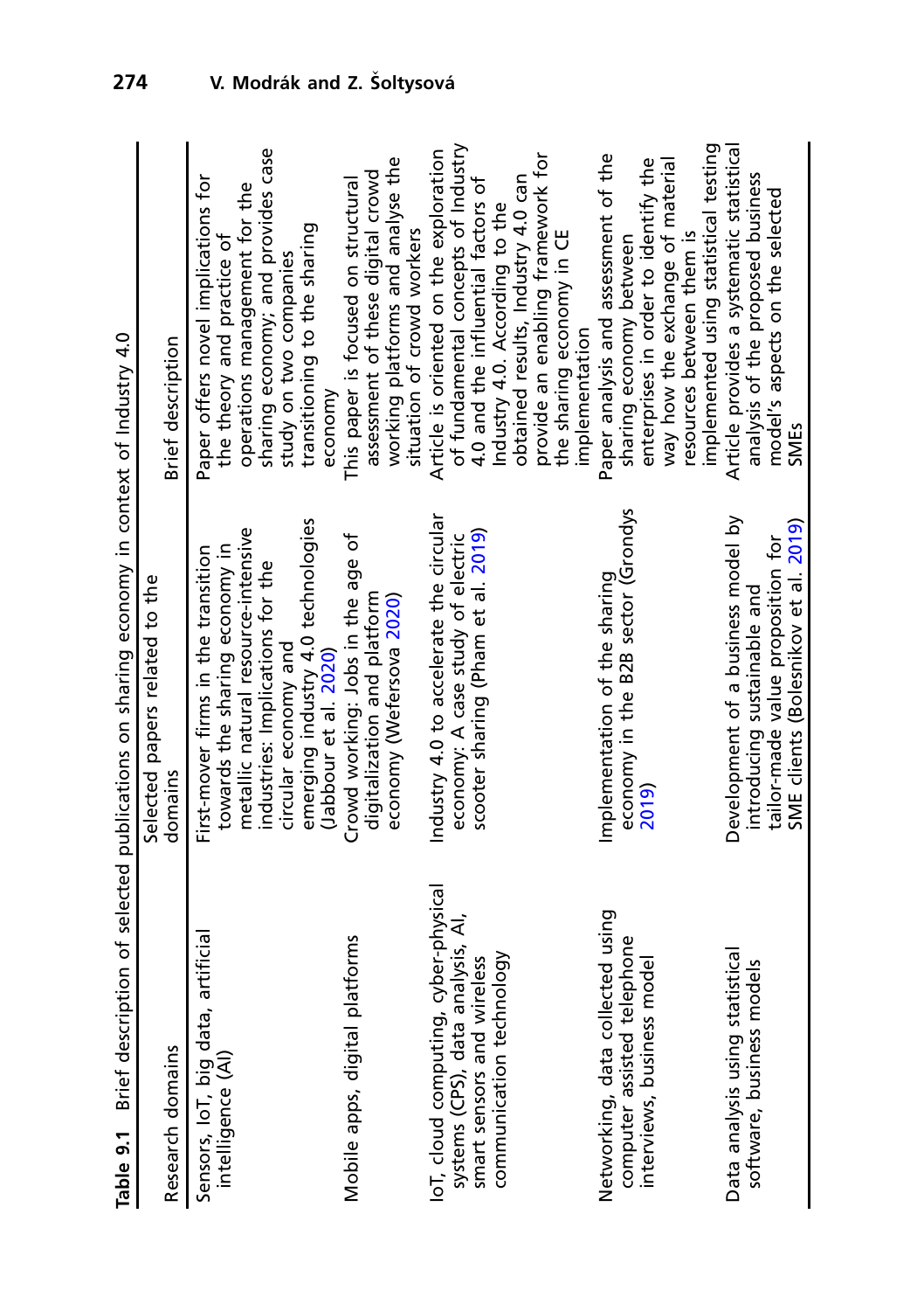**Table 9.1** Brief description of selected publications on sharing economy in context of Industry 4.0

| Research domains | Selected papers related to the domains | Brief description |
|---|---|---|
| Sensors, IoT, big data, artificial intelligence (AI) | First-mover firms in the transition towards the sharing economy in metallic natural resource-intensive industries: Implications for the circular economy and emerging industry 4.0 technologies (Jabbour et al. 2020) | Paper offers novel implications for the theory and practice of operations management for the sharing economy; and provides case study on two companies transitioning to the sharing economy |
| Mobile apps, digital platforms | Crowd working: Jobs in the age of digitalization and platform economy (Wefersova 2020) | This paper is focused on structural assessment of these digital crowd working platforms and analyse the situation of crowd workers |
| IoT, cloud computing, cyber-physical systems (CPS), data analysis, AI, smart sensors and wireless communication technology | Industry 4.0 to accelerate the circular economy: A case study of electric scooter sharing (Pham et al. 2019) | Article is oriented on the exploration of fundamental concepts of Industry 4.0 and the influential factors of Industry 4.0. According to the obtained results, Industry 4.0 can provide an enabling framework for the sharing economy in CE implementation |
| Networking, data collected using computer assisted telephone interviews, business model | Implementation of the sharing economy in the B2B sector (Grondys 2019) | Paper analysis and assessment of the sharing economy between enterprises in order to identify the way how the exchange of material resources between them is implemented using statistical testing |
| Data analysis using statistical software, business models | Development of a business model by introducing sustainable and tailor-made value proposition for SME clients (Bolesnikov et al. 2019) | Article provides a systematic statistical analysis of the proposed business model's aspects on the selected SMEs |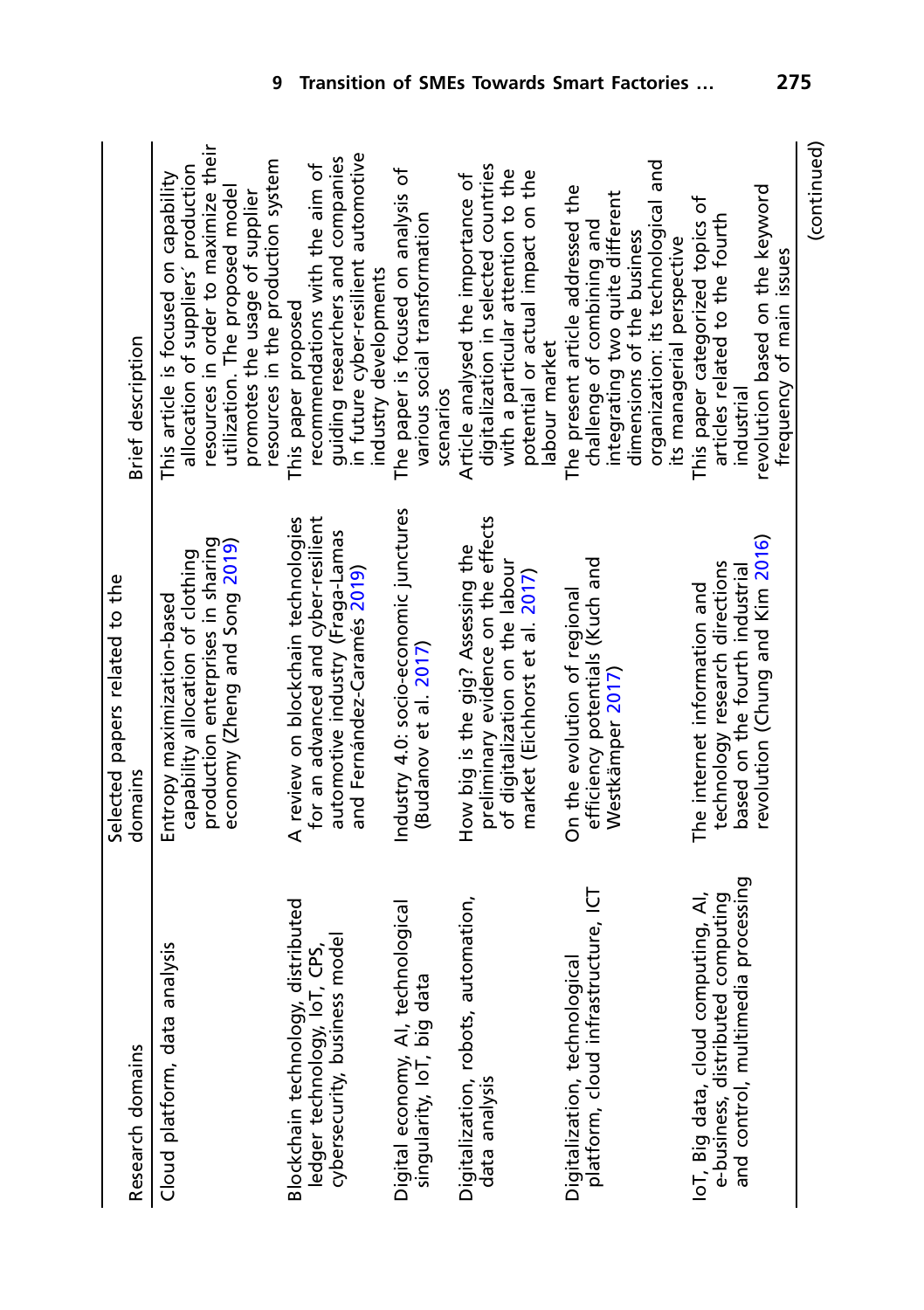| Research domains | Selected papers related to the domains | Brief description |
| --- | --- | --- |
| Cloud platform, data analysis | Entropy maximization-based capability allocation of clothing production enterprises in sharing economy (Zheng and Song 2019) | This article is focused on capability allocation of suppliers' production resources in order to maximize their utilization. The proposed model promotes the usage of supplier resources in the production system |
| Blockchain technology, distributed ledger technology, IoT, CPS, cybersecurity, business model | A review on blockchain technologies for an advanced and cyber-resilient automotive industry (Fraga-Lamas and Fernández-Caramés 2019) | This paper proposed recommendations with the aim of guiding researchers and companies in future cyber-resilient automotive industry developments |
| Digital economy, AI, technological singularity, IoT, big data | Industry 4.0: socio-economic junctures (Budanov et al. 2017) | The paper is focused on analysis of various social transformation scenarios |
| Digitalization, robots, automation, data analysis | How big is the gig? Assessing the preliminary evidence on the effects of digitalization on the labour market (Eichhorst et al. 2017) | Article analysed the importance of digitalization in selected countries with a particular attention to the potential or actual impact on the labour market |
| Digitalization, technological platform, cloud infrastructure, ICT | On the evolution of regional efficiency potentials (Kuch and Westkämper 2017) | The present article addressed the challenge of combining and integrating two quite different dimensions of the business organization: its technological and its managerial perspective |
| IoT, Big data, cloud computing, AI, e-business, distributed computing and control, multimedia processing | The internet information and technology research directions based on the fourth industrial revolution (Chung and Kim 2016) | This paper categorized topics of articles related to the fourth industrial revolution based on the keyword frequency of main issues |

(continued)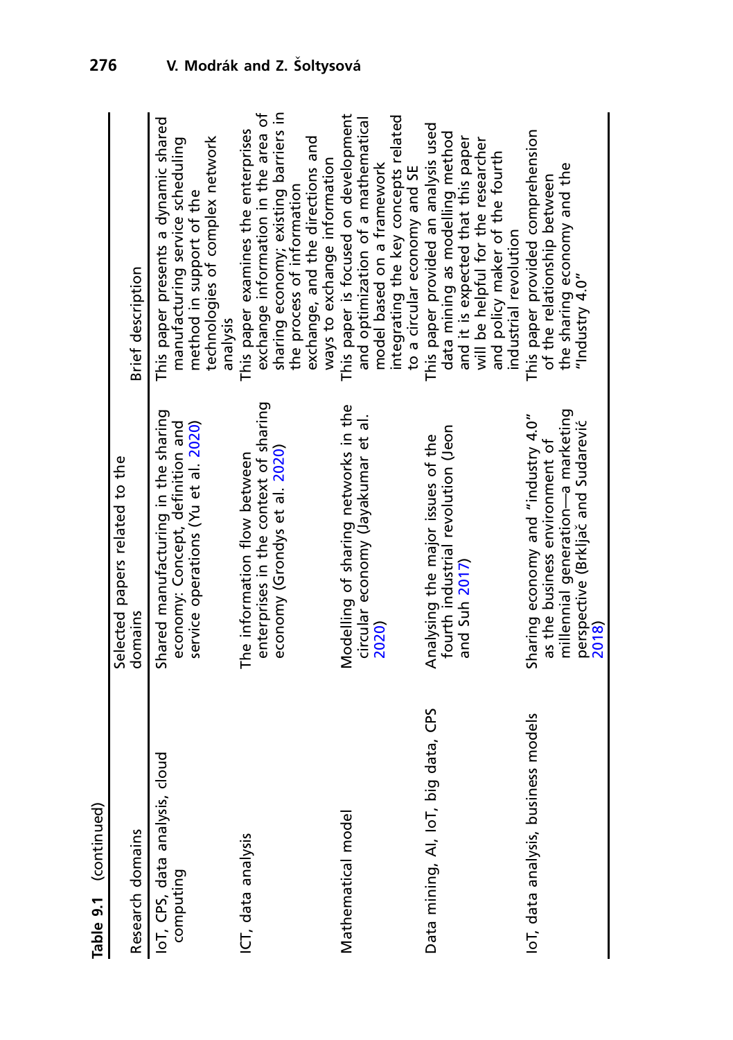**Table 9.1** (continued)

| Research domains | Selected papers related to the domains | Brief description |
|---|---|---|
| IoT, CPS, data analysis, cloud computing | Shared manufacturing in the sharing economy: Concept, definition and service operations (Yu et al. 2020) | This paper presents a dynamic shared manufacturing service scheduling method in support of the technologies of complex network analysis |
| ICT, data analysis | The information flow between enterprises in the context of sharing economy (Grondys et al. 2020) | This paper examines the enterprises exchange information in the area of sharing economy; existing barriers in the process of information exchange, and the directions and ways to exchange information |
| Mathematical model | Modelling of sharing networks in the circular economy (Jayakumar et al. 2020) | This paper is focused on development and optimization of a mathematical model based on a framework integrating the key concepts related to a circular economy and SE |
| Data mining, AI, IoT, big data, CPS | Analysing the major issues of the fourth industrial revolution (Jeon and Suh 2017) | This paper provided an analysis used data mining as modelling method and it is expected that this paper will be helpful for the researcher and policy maker of the fourth industrial revolution |
| IoT, data analysis, business models | Sharing economy and "industry 4.0" as the business environment of millennial generation—a marketing perspective (Brkljač and Sudarević 2018) | This paper provided comprehension of the relationship between the sharing economy and the "Industry 4.0" |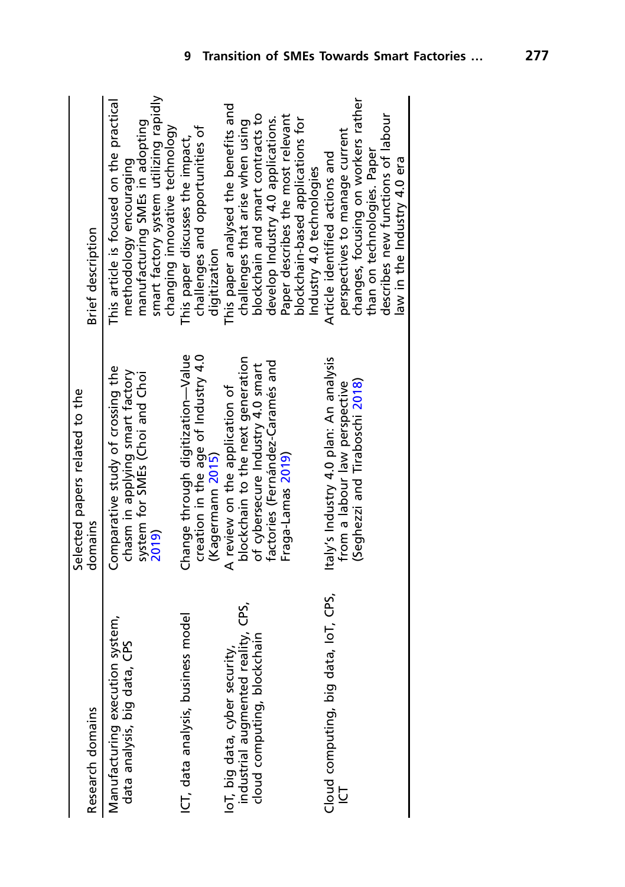| Research domains | Selected papers related to the domains | Brief description |
|---|---|---|
| Manufacturing execution system, data analysis, big data, CPS | Comparative study of crossing the chasm in applying smart factory system for SMEs (Choi and Choi 2019) | This article is focused on the practical methodology encouraging manufacturing SMEs in adopting smart factory system utilizing rapidly changing innovative technology |
| ICT, data analysis, business model | Change through digitization—Value creation in the age of Industry 4.0 (Kagermann 2015) | This paper discusses the impact, challenges and opportunities of digitization |
| IoT, big data, cyber security, industrial augmented reality, CPS, cloud computing, blockchain | A review on the application of blockchain to the next generation of cybersecure Industry 4.0 smart factories (Fernández-Caramés and Fraga-Lamas 2019) | This paper analysed the benefits and challenges that arise when using blockchain and smart contracts to develop Industry 4.0 applications. Paper describes the most relevant blockchain-based applications for Industry 4.0 technologies |
| Cloud computing, big data, IoT, CPS, ICT | Italy's Industry 4.0 plan: An analysis from a labour law perspective (Seghezzi and Tiraboschi 2018) | Article identified actions and perspectives to manage current changes, focusing on workers rather than on technologies. Paper describes new functions of labour law in the Industry 4.0 era |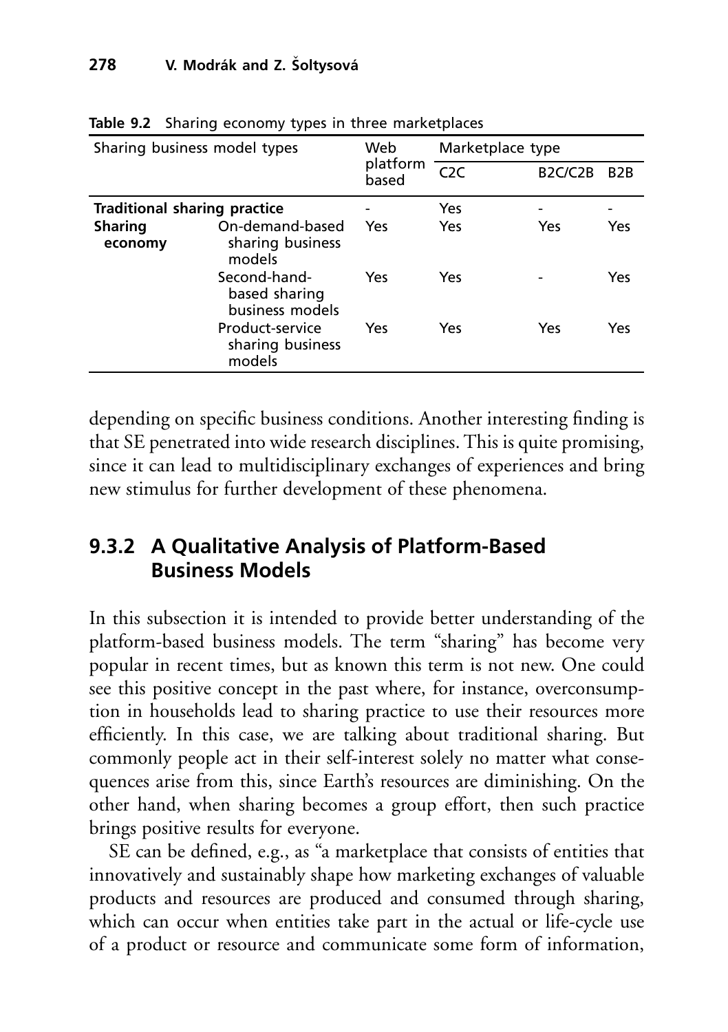**Table 9.2** Sharing economy types in three marketplaces

| Sharing business model types | | Web platform based | Marketplace type | | |
|---|---|---|---|---|---|
| | | | C2C | B2C/C2B | B2B |
| **Traditional sharing practice** | | - | Yes | - | - |
| **Sharing economy** | On-demand-based sharing business models | Yes | Yes | Yes | Yes |
| | Second-hand-based sharing business models | Yes | Yes | - | Yes |
| | Product-service sharing business models | Yes | Yes | Yes | Yes |

depending on specific business conditions. Another interesting finding is that SE penetrated into wide research disciplines. This is quite promising, since it can lead to multidisciplinary exchanges of experiences and bring new stimulus for further development of these phenomena.

## 9.3.2 A Qualitative Analysis of Platform-Based Business Models

In this subsection it is intended to provide better understanding of the platform-based business models. The term "sharing" has become very popular in recent times, but as known this term is not new. One could see this positive concept in the past where, for instance, overconsumption in households lead to sharing practice to use their resources more efficiently. In this case, we are talking about traditional sharing. But commonly people act in their self-interest solely no matter what consequences arise from this, since Earth's resources are diminishing. On the other hand, when sharing becomes a group effort, then such practice brings positive results for everyone.

SE can be defined, e.g., as "a marketplace that consists of entities that innovatively and sustainably shape how marketing exchanges of valuable products and resources are produced and consumed through sharing, which can occur when entities take part in the actual or life-cycle use of a product or resource and communicate some form of information,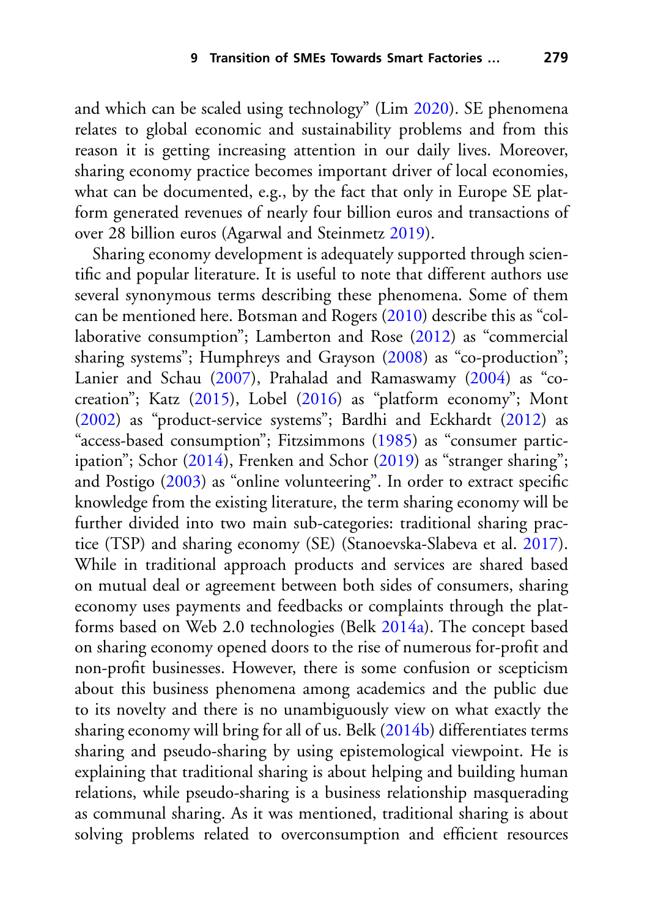and which can be scaled using technology" (Lim 2020). SE phenomena relates to global economic and sustainability problems and from this reason it is getting increasing attention in our daily lives. Moreover, sharing economy practice becomes important driver of local economies, what can be documented, e.g., by the fact that only in Europe SE platform generated revenues of nearly four billion euros and transactions of over 28 billion euros (Agarwal and Steinmetz 2019).

Sharing economy development is adequately supported through scientific and popular literature. It is useful to note that different authors use several synonymous terms describing these phenomena. Some of them can be mentioned here. Botsman and Rogers (2010) describe this as "collaborative consumption"; Lamberton and Rose (2012) as "commercial sharing systems"; Humphreys and Grayson (2008) as "co-production"; Lanier and Schau (2007), Prahalad and Ramaswamy (2004) as "co-creation"; Katz (2015), Lobel (2016) as "platform economy"; Mont (2002) as "product-service systems"; Bardhi and Eckhardt (2012) as "access-based consumption"; Fitzsimmons (1985) as "consumer participation"; Schor (2014), Frenken and Schor (2019) as "stranger sharing"; and Postigo (2003) as "online volunteering". In order to extract specific knowledge from the existing literature, the term sharing economy will be further divided into two main sub-categories: traditional sharing practice (TSP) and sharing economy (SE) (Stanoevska-Slabeva et al. 2017). While in traditional approach products and services are shared based on mutual deal or agreement between both sides of consumers, sharing economy uses payments and feedbacks or complaints through the platforms based on Web 2.0 technologies (Belk 2014a). The concept based on sharing economy opened doors to the rise of numerous for-profit and non-profit businesses. However, there is some confusion or scepticism about this business phenomena among academics and the public due to its novelty and there is no unambiguously view on what exactly the sharing economy will bring for all of us. Belk (2014b) differentiates terms sharing and pseudo-sharing by using epistemological viewpoint. He is explaining that traditional sharing is about helping and building human relations, while pseudo-sharing is a business relationship masquerading as communal sharing. As it was mentioned, traditional sharing is about solving problems related to overconsumption and efficient resources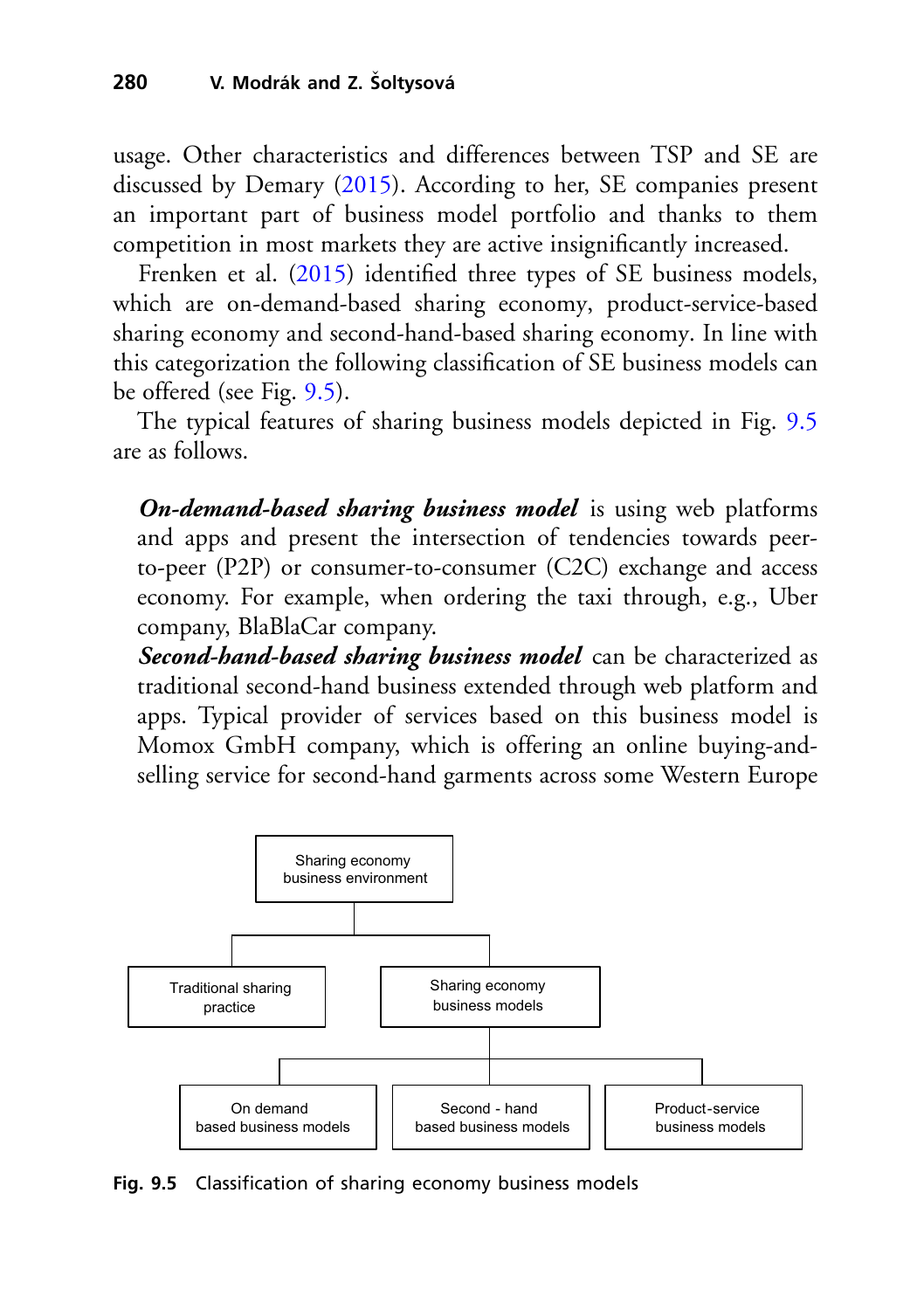usage. Other characteristics and differences between TSP and SE are discussed by Demary (2015). According to her, SE companies present an important part of business model portfolio and thanks to them competition in most markets they are active insignificantly increased.

Frenken et al. (2015) identified three types of SE business models, which are on-demand-based sharing economy, product-service-based sharing economy and second-hand-based sharing economy. In line with this categorization the following classification of SE business models can be offered (see Fig. 9.5).

The typical features of sharing business models depicted in Fig. 9.5 are as follows.

> ***On-demand-based sharing business model*** is using web platforms and apps and present the intersection of tendencies towards peer-to-peer (P2P) or consumer-to-consumer (C2C) exchange and access economy. For example, when ordering the taxi through, e.g., Uber company, BlaBlaCar company.
>
> ***Second-hand-based sharing business model*** can be characterized as traditional second-hand business extended through web platform and apps. Typical provider of services based on this business model is Momox GmbH company, which is offering an online buying-and-selling service for second-hand garments across some Western Europe

- Sharing economy business environment
  - Traditional sharing practice
  - Sharing economy business models
    - On demand based business models
    - Second - hand based business models
    - Product-service business models

**Fig. 9.5** Classification of sharing economy business models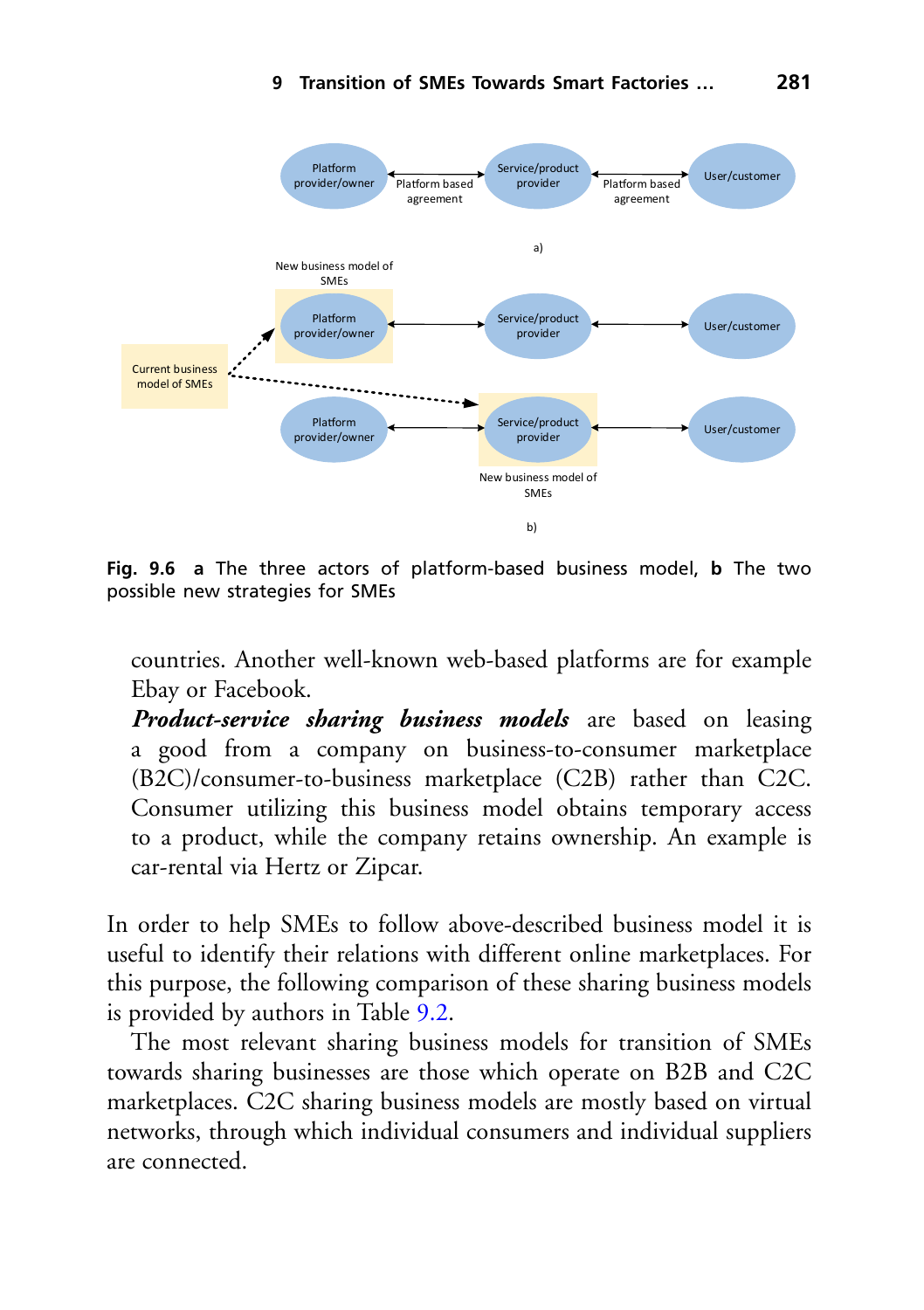Fig. 9.6 **a** The three actors of platform-based business model, **b** The two possible new strategies for SMEs

countries. Another well-known web-based platforms are for example Ebay or Facebook.

***Product-service sharing business models*** are based on leasing a good from a company on business-to-consumer marketplace (B2C)/consumer-to-business marketplace (C2B) rather than C2C. Consumer utilizing this business model obtains temporary access to a product, while the company retains ownership. An example is car-rental via Hertz or Zipcar.

In order to help SMEs to follow above-described business model it is useful to identify their relations with different online marketplaces. For this purpose, the following comparison of these sharing business models is provided by authors in Table 9.2.

The most relevant sharing business models for transition of SMEs towards sharing businesses are those which operate on B2B and C2C marketplaces. C2C sharing business models are mostly based on virtual networks, through which individual consumers and individual suppliers are connected.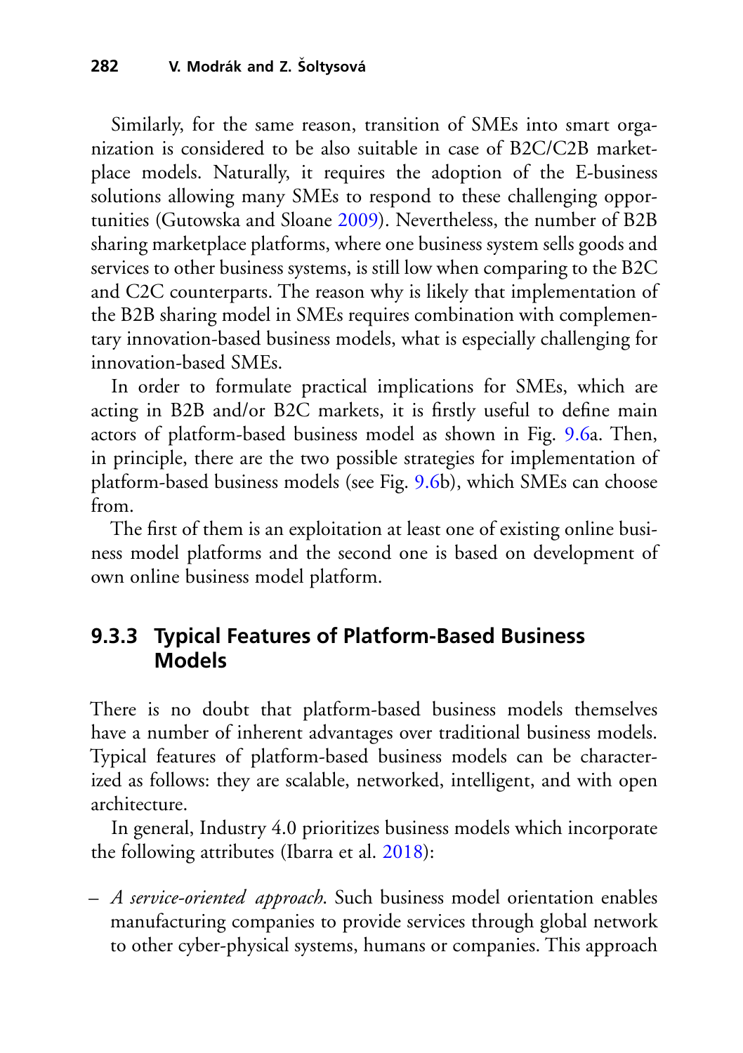Similarly, for the same reason, transition of SMEs into smart organization is considered to be also suitable in case of B2C/C2B marketplace models. Naturally, it requires the adoption of the E-business solutions allowing many SMEs to respond to these challenging opportunities (Gutowska and Sloane 2009). Nevertheless, the number of B2B sharing marketplace platforms, where one business system sells goods and services to other business systems, is still low when comparing to the B2C and C2C counterparts. The reason why is likely that implementation of the B2B sharing model in SMEs requires combination with complementary innovation-based business models, what is especially challenging for innovation-based SMEs.

In order to formulate practical implications for SMEs, which are acting in B2B and/or B2C markets, it is firstly useful to define main actors of platform-based business model as shown in Fig. 9.6a. Then, in principle, there are the two possible strategies for implementation of platform-based business models (see Fig. 9.6b), which SMEs can choose from.

The first of them is an exploitation at least one of existing online business model platforms and the second one is based on development of own online business model platform.

### 9.3.3 Typical Features of Platform-Based Business Models

There is no doubt that platform-based business models themselves have a number of inherent advantages over traditional business models. Typical features of platform-based business models can be characterized as follows: they are scalable, networked, intelligent, and with open architecture.

In general, Industry 4.0 prioritizes business models which incorporate the following attributes (Ibarra et al. 2018):

– *A service-oriented approach*. Such business model orientation enables manufacturing companies to provide services through global network to other cyber-physical systems, humans or companies. This approach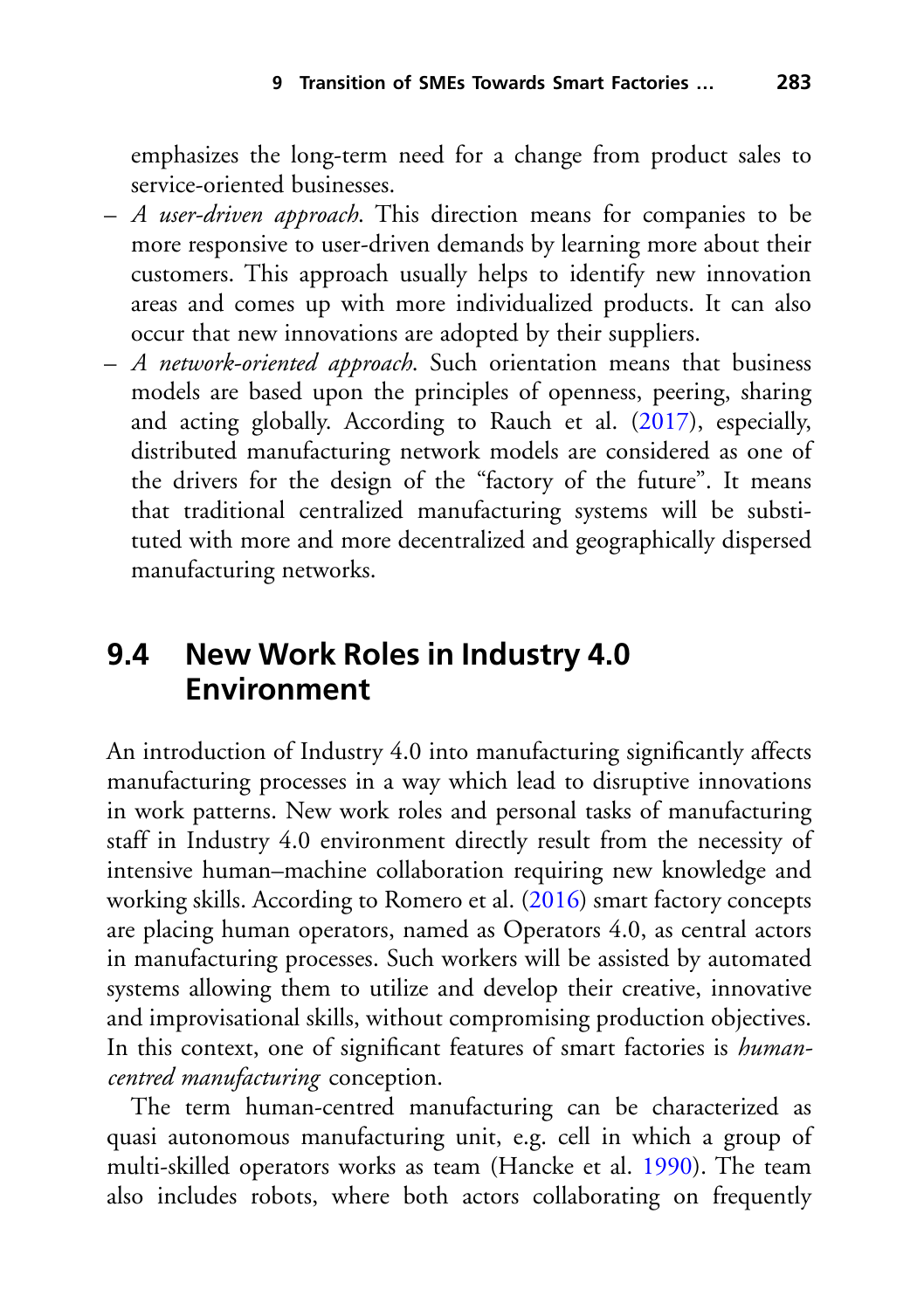emphasizes the long-term need for a change from product sales to service-oriented businesses.

- *A user-driven approach*. This direction means for companies to be more responsive to user-driven demands by learning more about their customers. This approach usually helps to identify new innovation areas and comes up with more individualized products. It can also occur that new innovations are adopted by their suppliers.
- *A network-oriented approach*. Such orientation means that business models are based upon the principles of openness, peering, sharing and acting globally. According to Rauch et al. (2017), especially, distributed manufacturing network models are considered as one of the drivers for the design of the "factory of the future". It means that traditional centralized manufacturing systems will be substituted with more and more decentralized and geographically dispersed manufacturing networks.

## 9.4 New Work Roles in Industry 4.0 Environment

An introduction of Industry 4.0 into manufacturing significantly affects manufacturing processes in a way which lead to disruptive innovations in work patterns. New work roles and personal tasks of manufacturing staff in Industry 4.0 environment directly result from the necessity of intensive human–machine collaboration requiring new knowledge and working skills. According to Romero et al. (2016) smart factory concepts are placing human operators, named as Operators 4.0, as central actors in manufacturing processes. Such workers will be assisted by automated systems allowing them to utilize and develop their creative, innovative and improvisational skills, without compromising production objectives. In this context, one of significant features of smart factories is *human-centred manufacturing* conception.

The term human-centred manufacturing can be characterized as quasi autonomous manufacturing unit, e.g. cell in which a group of multi-skilled operators works as team (Hancke et al. 1990). The team also includes robots, where both actors collaborating on frequently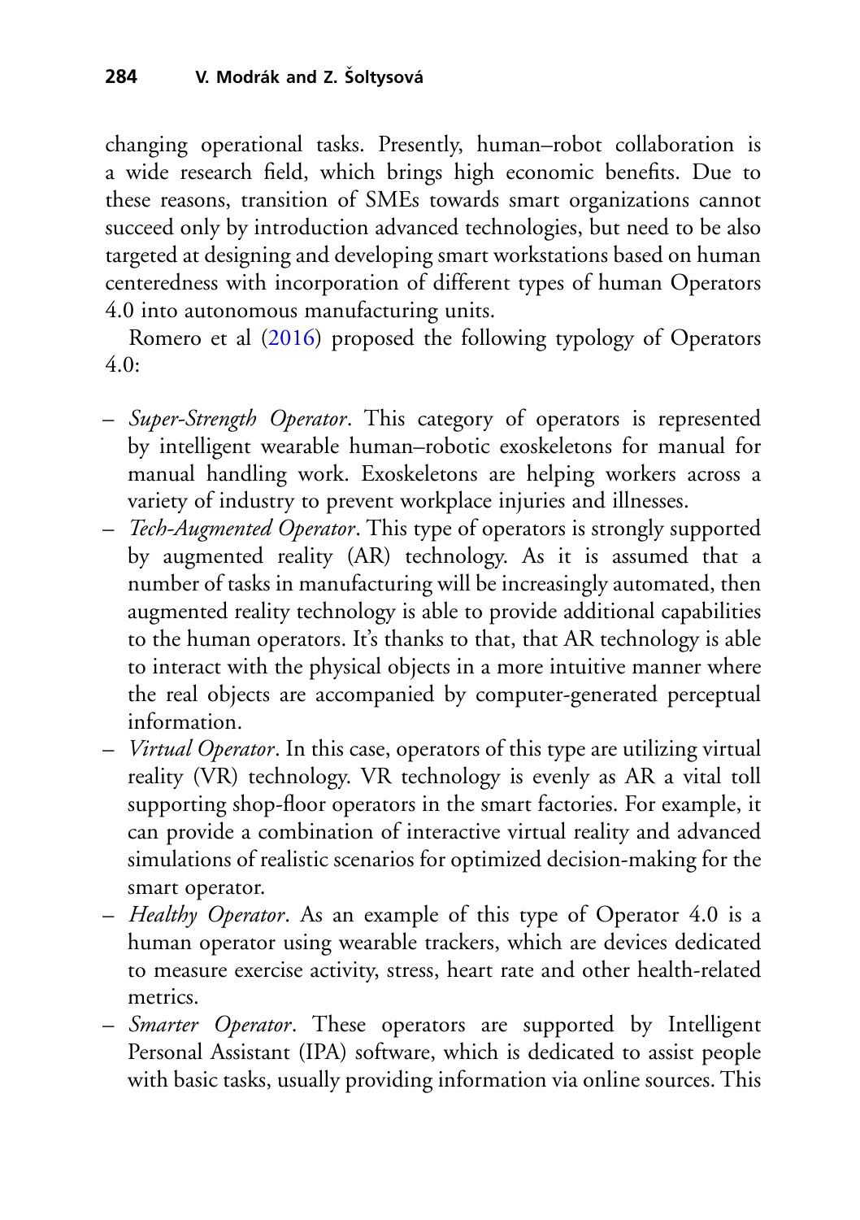changing operational tasks. Presently, human–robot collaboration is a wide research field, which brings high economic benefits. Due to these reasons, transition of SMEs towards smart organizations cannot succeed only by introduction advanced technologies, but need to be also targeted at designing and developing smart workstations based on human centeredness with incorporation of different types of human Operators 4.0 into autonomous manufacturing units.

Romero et al (2016) proposed the following typology of Operators 4.0:

- *Super-Strength Operator*. This category of operators is represented by intelligent wearable human–robotic exoskeletons for manual for manual handling work. Exoskeletons are helping workers across a variety of industry to prevent workplace injuries and illnesses.
- *Tech-Augmented Operator*. This type of operators is strongly supported by augmented reality (AR) technology. As it is assumed that a number of tasks in manufacturing will be increasingly automated, then augmented reality technology is able to provide additional capabilities to the human operators. It's thanks to that, that AR technology is able to interact with the physical objects in a more intuitive manner where the real objects are accompanied by computer-generated perceptual information.
- *Virtual Operator*. In this case, operators of this type are utilizing virtual reality (VR) technology. VR technology is evenly as AR a vital toll supporting shop-floor operators in the smart factories. For example, it can provide a combination of interactive virtual reality and advanced simulations of realistic scenarios for optimized decision-making for the smart operator.
- *Healthy Operator*. As an example of this type of Operator 4.0 is a human operator using wearable trackers, which are devices dedicated to measure exercise activity, stress, heart rate and other health-related metrics.
- *Smarter Operator*. These operators are supported by Intelligent Personal Assistant (IPA) software, which is dedicated to assist people with basic tasks, usually providing information via online sources. This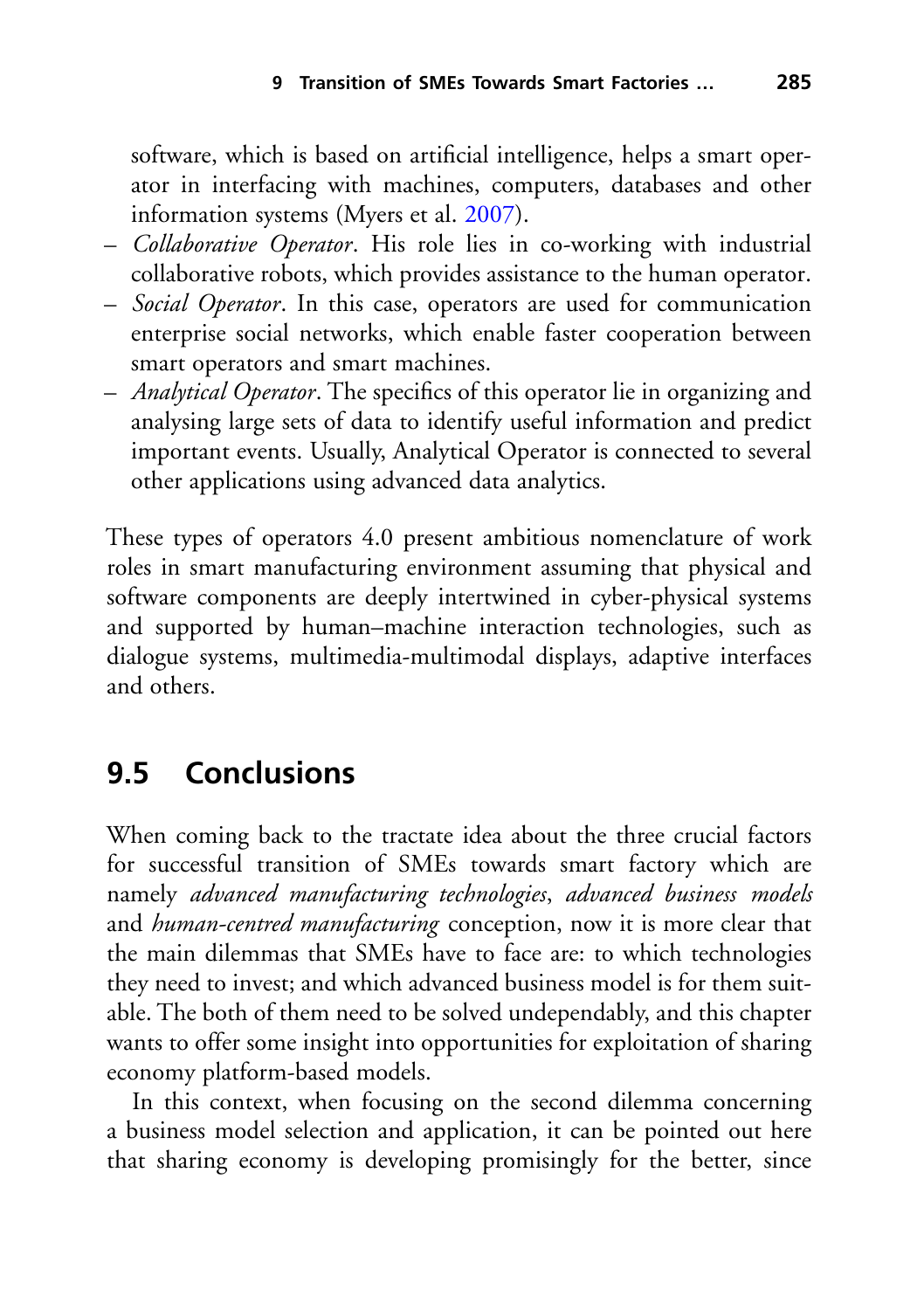software, which is based on artificial intelligence, helps a smart operator in interfacing with machines, computers, databases and other information systems (Myers et al. 2007).

- *Collaborative Operator*. His role lies in co-working with industrial collaborative robots, which provides assistance to the human operator.
- *Social Operator*. In this case, operators are used for communication enterprise social networks, which enable faster cooperation between smart operators and smart machines.
- *Analytical Operator*. The specifics of this operator lie in organizing and analysing large sets of data to identify useful information and predict important events. Usually, Analytical Operator is connected to several other applications using advanced data analytics.

These types of operators 4.0 present ambitious nomenclature of work roles in smart manufacturing environment assuming that physical and software components are deeply intertwined in cyber-physical systems and supported by human–machine interaction technologies, such as dialogue systems, multimedia-multimodal displays, adaptive interfaces and others.

## 9.5 Conclusions

When coming back to the tractate idea about the three crucial factors for successful transition of SMEs towards smart factory which are namely *advanced manufacturing technologies*, *advanced business models* and *human-centred manufacturing* conception, now it is more clear that the main dilemmas that SMEs have to face are: to which technologies they need to invest; and which advanced business model is for them suitable. The both of them need to be solved undependably, and this chapter wants to offer some insight into opportunities for exploitation of sharing economy platform-based models.

In this context, when focusing on the second dilemma concerning a business model selection and application, it can be pointed out here that sharing economy is developing promisingly for the better, since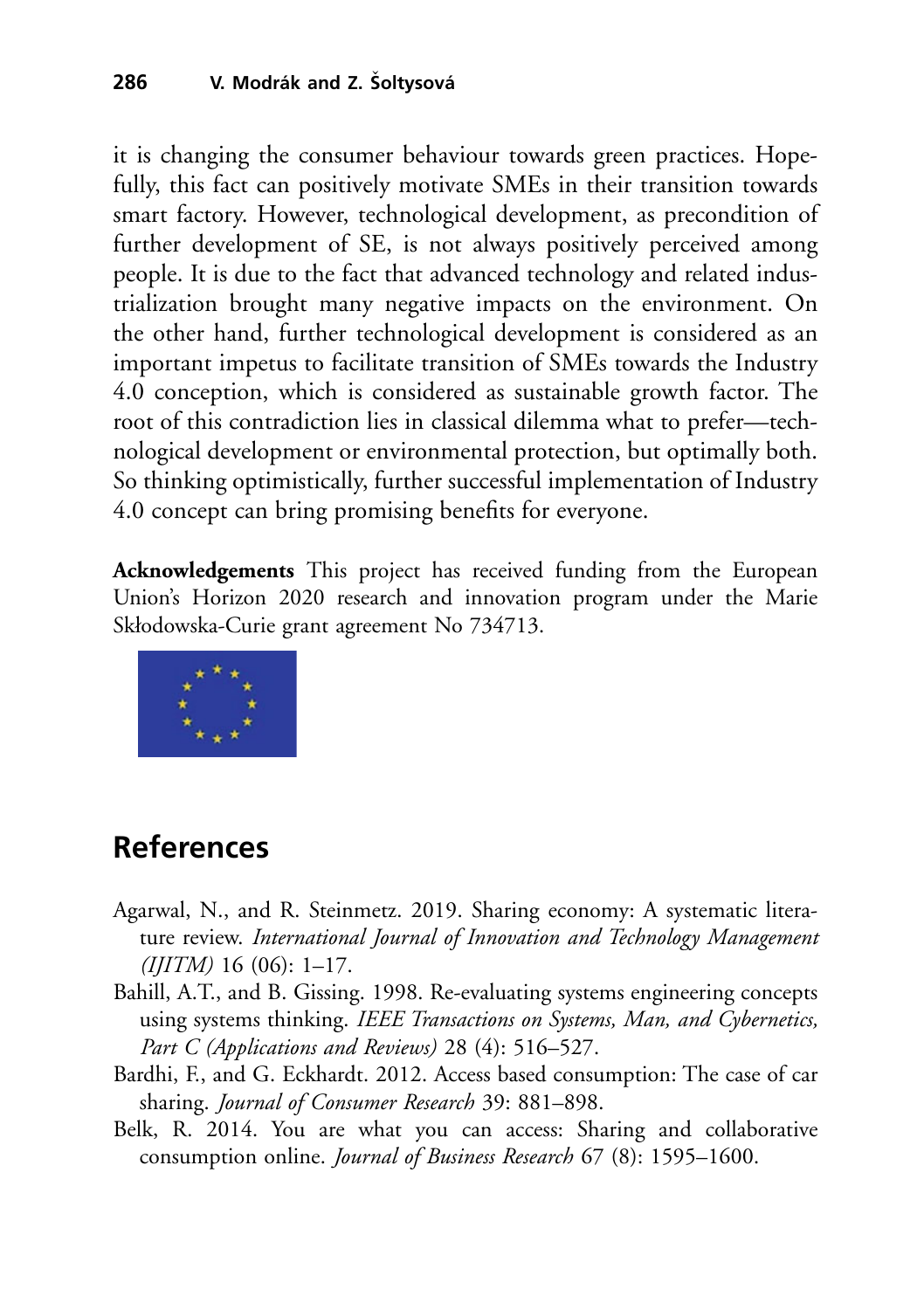it is changing the consumer behaviour towards green practices. Hopefully, this fact can positively motivate SMEs in their transition towards smart factory. However, technological development, as precondition of further development of SE, is not always positively perceived among people. It is due to the fact that advanced technology and related industrialization brought many negative impacts on the environment. On the other hand, further technological development is considered as an important impetus to facilitate transition of SMEs towards the Industry 4.0 conception, which is considered as sustainable growth factor. The root of this contradiction lies in classical dilemma what to prefer—technological development or environmental protection, but optimally both. So thinking optimistically, further successful implementation of Industry 4.0 concept can bring promising benefits for everyone.

**Acknowledgements** This project has received funding from the European Union's Horizon 2020 research and innovation program under the Marie Skłodowska-Curie grant agreement No 734713.

## References

Agarwal, N., and R. Steinmetz. 2019. Sharing economy: A systematic literature review. *International Journal of Innovation and Technology Management (IJITM)* 16 (06): 1–17.

Bahill, A.T., and B. Gissing. 1998. Re-evaluating systems engineering concepts using systems thinking. *IEEE Transactions on Systems, Man, and Cybernetics, Part C (Applications and Reviews)* 28 (4): 516–527.

Bardhi, F., and G. Eckhardt. 2012. Access based consumption: The case of car sharing. *Journal of Consumer Research* 39: 881–898.

Belk, R. 2014. You are what you can access: Sharing and collaborative consumption online. *Journal of Business Research* 67 (8): 1595–1600.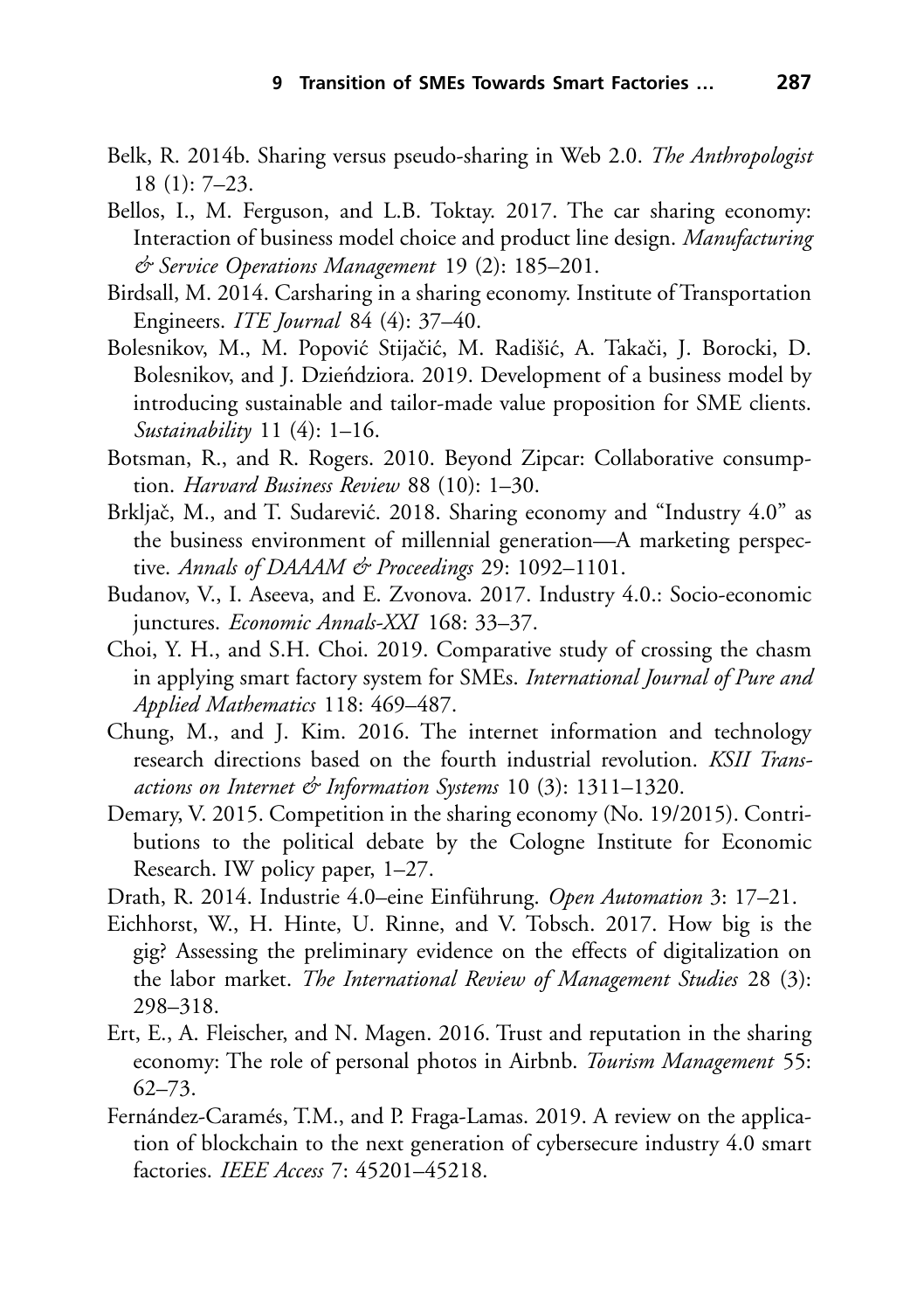Belk, R. 2014b. Sharing versus pseudo-sharing in Web 2.0. *The Anthropologist* 18 (1): 7–23.

Bellos, I., M. Ferguson, and L.B. Toktay. 2017. The car sharing economy: Interaction of business model choice and product line design. *Manufacturing & Service Operations Management* 19 (2): 185–201.

Birdsall, M. 2014. Carsharing in a sharing economy. Institute of Transportation Engineers. *ITE Journal* 84 (4): 37–40.

Bolesnikov, M., M. Popović Stijačić, M. Radišić, A. Takači, J. Borocki, D. Bolesnikov, and J. Dzieńdziora. 2019. Development of a business model by introducing sustainable and tailor-made value proposition for SME clients. *Sustainability* 11 (4): 1–16.

Botsman, R., and R. Rogers. 2010. Beyond Zipcar: Collaborative consumption. *Harvard Business Review* 88 (10): 1–30.

Brkljač, M., and T. Sudarević. 2018. Sharing economy and "Industry 4.0" as the business environment of millennial generation—A marketing perspective. *Annals of DAAAM & Proceedings* 29: 1092–1101.

Budanov, V., I. Aseeva, and E. Zvonova. 2017. Industry 4.0.: Socio-economic junctures. *Economic Annals-XXI* 168: 33–37.

Choi, Y. H., and S.H. Choi. 2019. Comparative study of crossing the chasm in applying smart factory system for SMEs. *International Journal of Pure and Applied Mathematics* 118: 469–487.

Chung, M., and J. Kim. 2016. The internet information and technology research directions based on the fourth industrial revolution. *KSII Transactions on Internet & Information Systems* 10 (3): 1311–1320.

Demary, V. 2015. Competition in the sharing economy (No. 19/2015). Contributions to the political debate by the Cologne Institute for Economic Research. IW policy paper, 1–27.

Drath, R. 2014. Industrie 4.0–eine Einführung. *Open Automation* 3: 17–21.

Eichhorst, W., H. Hinte, U. Rinne, and V. Tobsch. 2017. How big is the gig? Assessing the preliminary evidence on the effects of digitalization on the labor market. *The International Review of Management Studies* 28 (3): 298–318.

Ert, E., A. Fleischer, and N. Magen. 2016. Trust and reputation in the sharing economy: The role of personal photos in Airbnb. *Tourism Management* 55: 62–73.

Fernández-Caramés, T.M., and P. Fraga-Lamas. 2019. A review on the application of blockchain to the next generation of cybersecure industry 4.0 smart factories. *IEEE Access* 7: 45201–45218.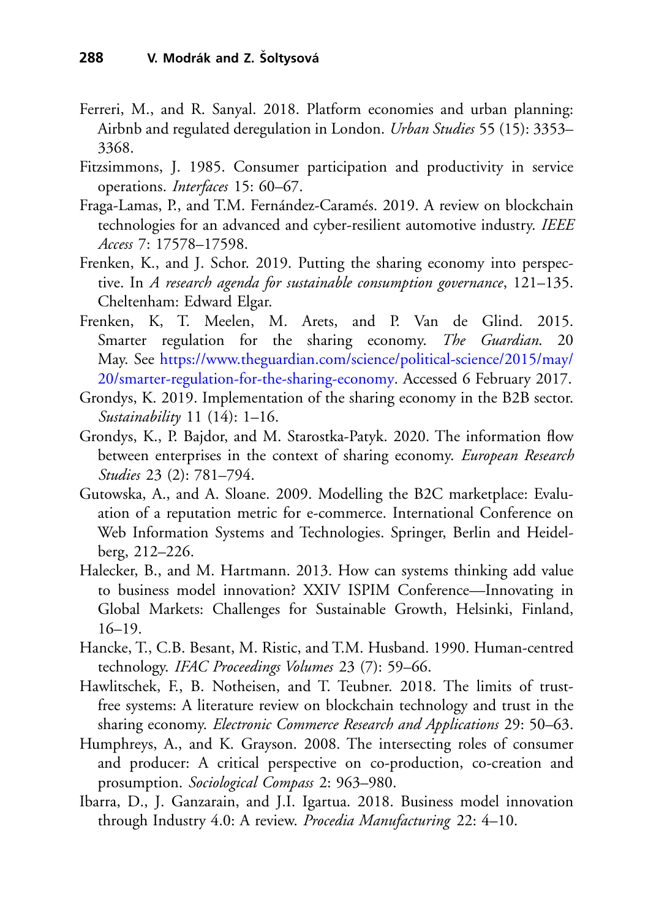Ferreri, M., and R. Sanyal. 2018. Platform economies and urban planning: Airbnb and regulated deregulation in London. *Urban Studies* 55 (15): 3353–3368.

Fitzsimmons, J. 1985. Consumer participation and productivity in service operations. *Interfaces* 15: 60–67.

Fraga-Lamas, P., and T.M. Fernández-Caramés. 2019. A review on blockchain technologies for an advanced and cyber-resilient automotive industry. *IEEE Access* 7: 17578–17598.

Frenken, K., and J. Schor. 2019. Putting the sharing economy into perspective. In *A research agenda for sustainable consumption governance*, 121–135. Cheltenham: Edward Elgar.

Frenken, K, T. Meelen, M. Arets, and P. Van de Glind. 2015. Smarter regulation for the sharing economy. *The Guardian*. 20 May. See https://www.theguardian.com/science/political-science/2015/may/20/smarter-regulation-for-the-sharing-economy. Accessed 6 February 2017.

Grondys, K. 2019. Implementation of the sharing economy in the B2B sector. *Sustainability* 11 (14): 1–16.

Grondys, K., P. Bajdor, and M. Starostka-Patyk. 2020. The information flow between enterprises in the context of sharing economy. *European Research Studies* 23 (2): 781–794.

Gutowska, A., and A. Sloane. 2009. Modelling the B2C marketplace: Evaluation of a reputation metric for e-commerce. International Conference on Web Information Systems and Technologies. Springer, Berlin and Heidelberg, 212–226.

Halecker, B., and M. Hartmann. 2013. How can systems thinking add value to business model innovation? XXIV ISPIM Conference—Innovating in Global Markets: Challenges for Sustainable Growth, Helsinki, Finland, 16–19.

Hancke, T., C.B. Besant, M. Ristic, and T.M. Husband. 1990. Human-centred technology. *IFAC Proceedings Volumes* 23 (7): 59–66.

Hawlitschek, F., B. Notheisen, and T. Teubner. 2018. The limits of trust-free systems: A literature review on blockchain technology and trust in the sharing economy. *Electronic Commerce Research and Applications* 29: 50–63.

Humphreys, A., and K. Grayson. 2008. The intersecting roles of consumer and producer: A critical perspective on co-production, co-creation and prosumption. *Sociological Compass* 2: 963–980.

Ibarra, D., J. Ganzarain, and J.I. Igartua. 2018. Business model innovation through Industry 4.0: A review. *Procedia Manufacturing* 22: 4–10.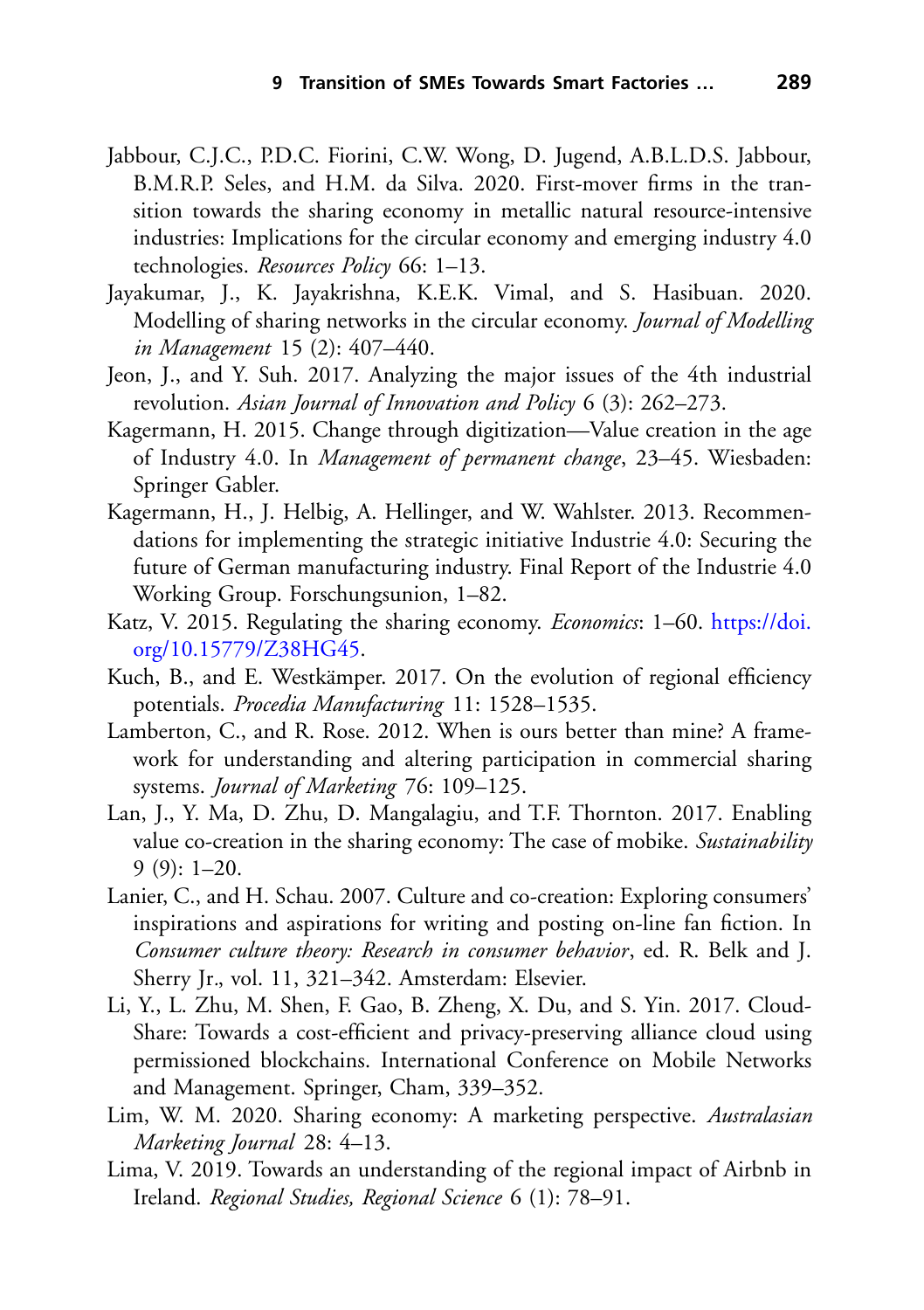Jabbour, C.J.C., P.D.C. Fiorini, C.W. Wong, D. Jugend, A.B.L.D.S. Jabbour, B.M.R.P. Seles, and H.M. da Silva. 2020. First-mover firms in the transition towards the sharing economy in metallic natural resource-intensive industries: Implications for the circular economy and emerging industry 4.0 technologies. *Resources Policy* 66: 1–13.

Jayakumar, J., K. Jayakrishna, K.E.K. Vimal, and S. Hasibuan. 2020. Modelling of sharing networks in the circular economy. *Journal of Modelling in Management* 15 (2): 407–440.

Jeon, J., and Y. Suh. 2017. Analyzing the major issues of the 4th industrial revolution. *Asian Journal of Innovation and Policy* 6 (3): 262–273.

Kagermann, H. 2015. Change through digitization—Value creation in the age of Industry 4.0. In *Management of permanent change*, 23–45. Wiesbaden: Springer Gabler.

Kagermann, H., J. Helbig, A. Hellinger, and W. Wahlster. 2013. Recommendations for implementing the strategic initiative Industrie 4.0: Securing the future of German manufacturing industry. Final Report of the Industrie 4.0 Working Group. Forschungsunion, 1–82.

Katz, V. 2015. Regulating the sharing economy. *Economics*: 1–60. https://doi.org/10.15779/Z38HG45.

Kuch, B., and E. Westkämper. 2017. On the evolution of regional efficiency potentials. *Procedia Manufacturing* 11: 1528–1535.

Lamberton, C., and R. Rose. 2012. When is ours better than mine? A framework for understanding and altering participation in commercial sharing systems. *Journal of Marketing* 76: 109–125.

Lan, J., Y. Ma, D. Zhu, D. Mangalagiu, and T.F. Thornton. 2017. Enabling value co-creation in the sharing economy: The case of mobike. *Sustainability* 9 (9): 1–20.

Lanier, C., and H. Schau. 2007. Culture and co-creation: Exploring consumers' inspirations and aspirations for writing and posting on-line fan fiction. In *Consumer culture theory: Research in consumer behavior*, ed. R. Belk and J. Sherry Jr., vol. 11, 321–342. Amsterdam: Elsevier.

Li, Y., L. Zhu, M. Shen, F. Gao, B. Zheng, X. Du, and S. Yin. 2017. Cloud-Share: Towards a cost-efficient and privacy-preserving alliance cloud using permissioned blockchains. International Conference on Mobile Networks and Management. Springer, Cham, 339–352.

Lim, W. M. 2020. Sharing economy: A marketing perspective. *Australasian Marketing Journal* 28: 4–13.

Lima, V. 2019. Towards an understanding of the regional impact of Airbnb in Ireland. *Regional Studies, Regional Science* 6 (1): 78–91.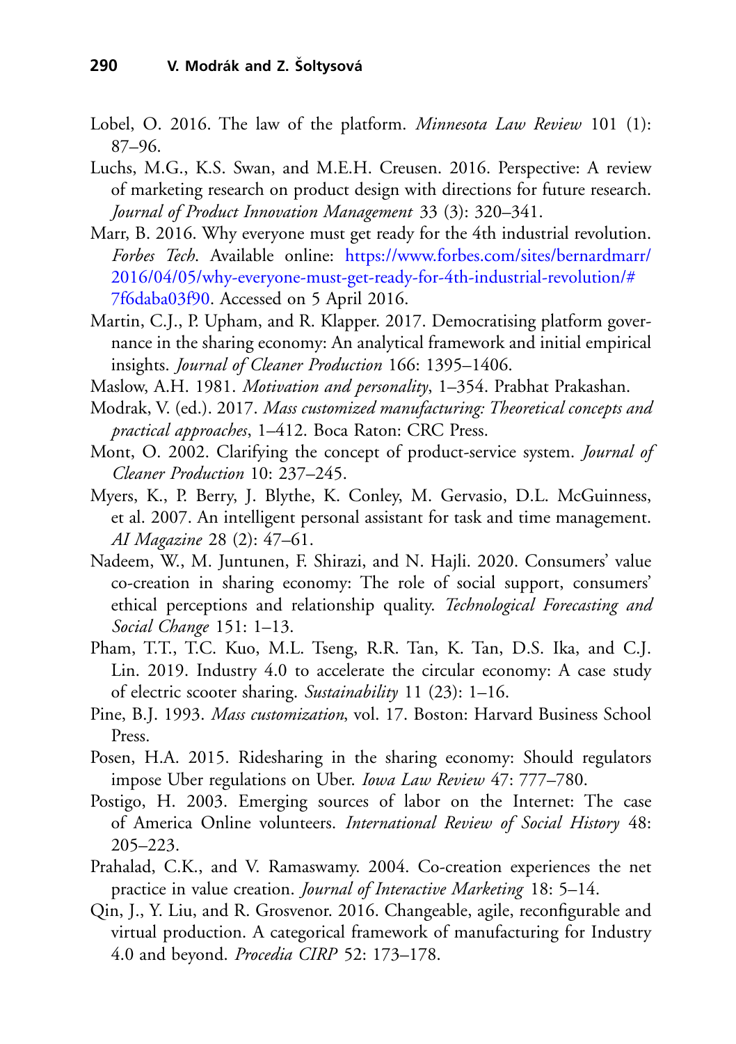Lobel, O. 2016. The law of the platform. *Minnesota Law Review* 101 (1): 87–96.

Luchs, M.G., K.S. Swan, and M.E.H. Creusen. 2016. Perspective: A review of marketing research on product design with directions for future research. *Journal of Product Innovation Management* 33 (3): 320–341.

Marr, B. 2016. Why everyone must get ready for the 4th industrial revolution. *Forbes Tech*. Available online: https://www.forbes.com/sites/bernardmarr/2016/04/05/why-everyone-must-get-ready-for-4th-industrial-revolution/#7f6daba03f90. Accessed on 5 April 2016.

Martin, C.J., P. Upham, and R. Klapper. 2017. Democratising platform governance in the sharing economy: An analytical framework and initial empirical insights. *Journal of Cleaner Production* 166: 1395–1406.

Maslow, A.H. 1981. *Motivation and personality*, 1–354. Prabhat Prakashan.

Modrak, V. (ed.). 2017. *Mass customized manufacturing: Theoretical concepts and practical approaches*, 1–412. Boca Raton: CRC Press.

Mont, O. 2002. Clarifying the concept of product-service system. *Journal of Cleaner Production* 10: 237–245.

Myers, K., P. Berry, J. Blythe, K. Conley, M. Gervasio, D.L. McGuinness, et al. 2007. An intelligent personal assistant for task and time management. *AI Magazine* 28 (2): 47–61.

Nadeem, W., M. Juntunen, F. Shirazi, and N. Hajli. 2020. Consumers' value co-creation in sharing economy: The role of social support, consumers' ethical perceptions and relationship quality. *Technological Forecasting and Social Change* 151: 1–13.

Pham, T.T., T.C. Kuo, M.L. Tseng, R.R. Tan, K. Tan, D.S. Ika, and C.J. Lin. 2019. Industry 4.0 to accelerate the circular economy: A case study of electric scooter sharing. *Sustainability* 11 (23): 1–16.

Pine, B.J. 1993. *Mass customization*, vol. 17. Boston: Harvard Business School Press.

Posen, H.A. 2015. Ridesharing in the sharing economy: Should regulators impose Uber regulations on Uber. *Iowa Law Review* 47: 777–780.

Postigo, H. 2003. Emerging sources of labor on the Internet: The case of America Online volunteers. *International Review of Social History* 48: 205–223.

Prahalad, C.K., and V. Ramaswamy. 2004. Co-creation experiences the net practice in value creation. *Journal of Interactive Marketing* 18: 5–14.

Qin, J., Y. Liu, and R. Grosvenor. 2016. Changeable, agile, reconfigurable and virtual production. A categorical framework of manufacturing for Industry 4.0 and beyond. *Procedia CIRP* 52: 173–178.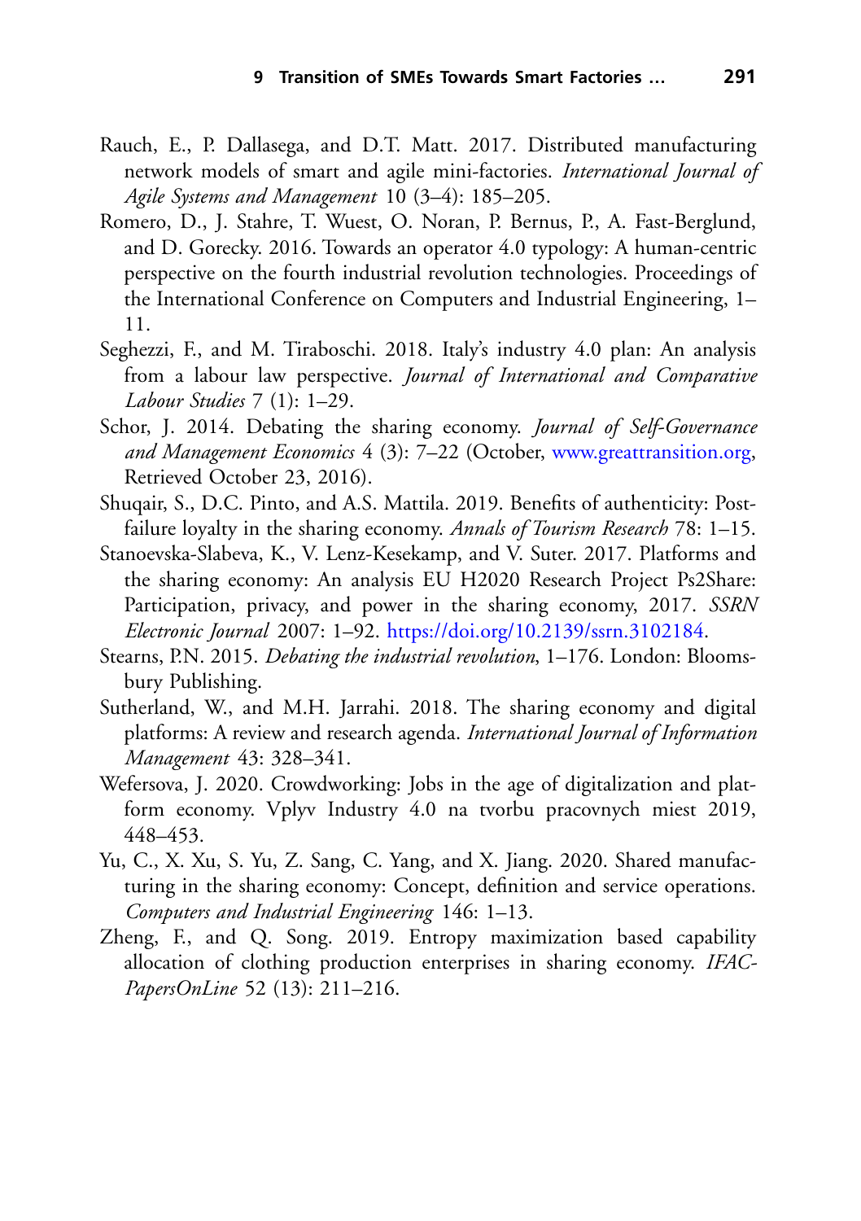Rauch, E., P. Dallasega, and D.T. Matt. 2017. Distributed manufacturing network models of smart and agile mini-factories. *International Journal of Agile Systems and Management* 10 (3–4): 185–205.

Romero, D., J. Stahre, T. Wuest, O. Noran, P. Bernus, P., A. Fast-Berglund, and D. Gorecky. 2016. Towards an operator 4.0 typology: A human-centric perspective on the fourth industrial revolution technologies. Proceedings of the International Conference on Computers and Industrial Engineering, 1–11.

Seghezzi, F., and M. Tiraboschi. 2018. Italy's industry 4.0 plan: An analysis from a labour law perspective. *Journal of International and Comparative Labour Studies* 7 (1): 1–29.

Schor, J. 2014. Debating the sharing economy. *Journal of Self-Governance and Management Economics* 4 (3): 7–22 (October, www.greattransition.org, Retrieved October 23, 2016).

Shuqair, S., D.C. Pinto, and A.S. Mattila. 2019. Benefits of authenticity: Post-failure loyalty in the sharing economy. *Annals of Tourism Research* 78: 1–15.

Stanoevska-Slabeva, K., V. Lenz-Kesekamp, and V. Suter. 2017. Platforms and the sharing economy: An analysis EU H2020 Research Project Ps2Share: Participation, privacy, and power in the sharing economy, 2017. *SSRN Electronic Journal* 2007: 1–92. https://doi.org/10.2139/ssrn.3102184.

Stearns, P.N. 2015. *Debating the industrial revolution*, 1–176. London: Bloomsbury Publishing.

Sutherland, W., and M.H. Jarrahi. 2018. The sharing economy and digital platforms: A review and research agenda. *International Journal of Information Management* 43: 328–341.

Wefersova, J. 2020. Crowdworking: Jobs in the age of digitalization and platform economy. Vplyv Industry 4.0 na tvorbu pracovnych miest 2019, 448–453.

Yu, C., X. Xu, S. Yu, Z. Sang, C. Yang, and X. Jiang. 2020. Shared manufacturing in the sharing economy: Concept, definition and service operations. *Computers and Industrial Engineering* 146: 1–13.

Zheng, F., and Q. Song. 2019. Entropy maximization based capability allocation of clothing production enterprises in sharing economy. *IFAC-PapersOnLine* 52 (13): 211–216.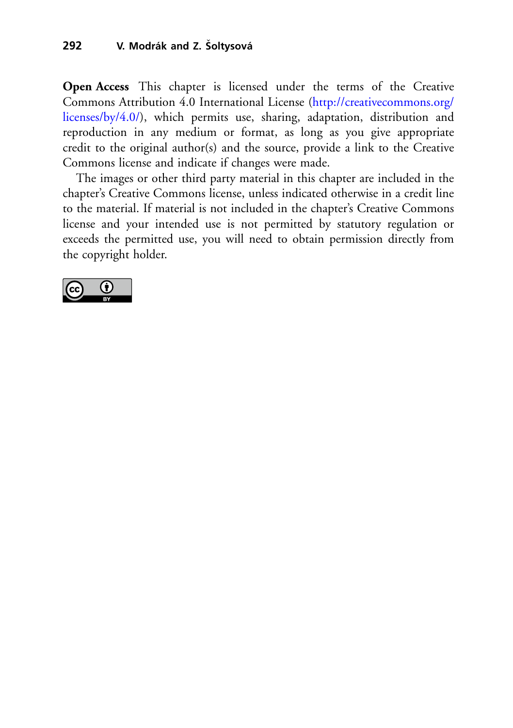**Open Access** This chapter is licensed under the terms of the Creative Commons Attribution 4.0 International License (http://creativecommons.org/licenses/by/4.0/), which permits use, sharing, adaptation, distribution and reproduction in any medium or format, as long as you give appropriate credit to the original author(s) and the source, provide a link to the Creative Commons license and indicate if changes were made.

The images or other third party material in this chapter are included in the chapter's Creative Commons license, unless indicated otherwise in a credit line to the material. If material is not included in the chapter's Creative Commons license and your intended use is not permitted by statutory regulation or exceeds the permitted use, you will need to obtain permission directly from the copyright holder.